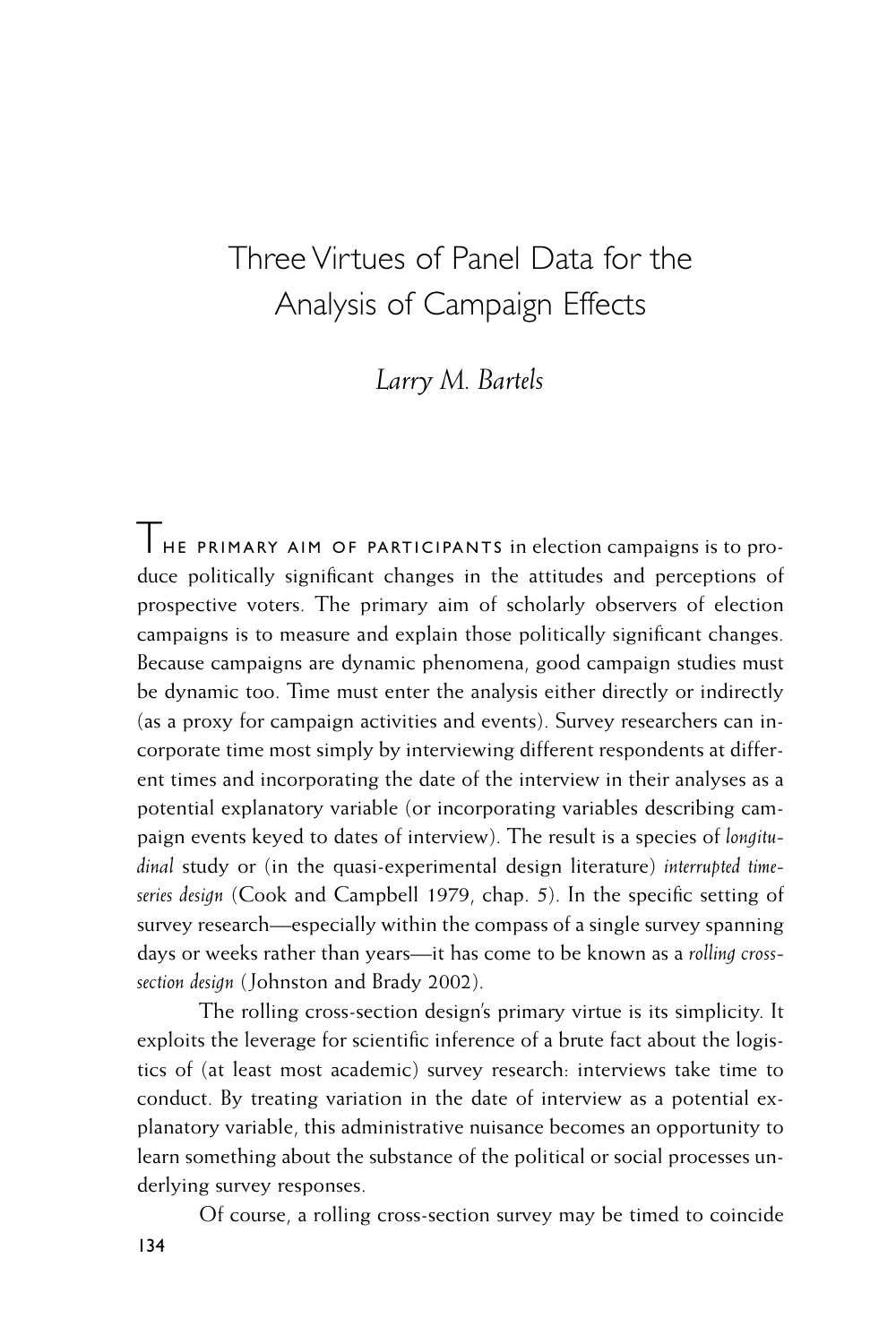# Three Virtues of Panel Data for the Analysis of Campaign Effects

*Larry M. Bartels*

The primary aim of participants in election campaigns is to produce politically significant changes in the attitudes and perceptions of prospective voters. The primary aim of scholarly observers of election campaigns is to measure and explain those politically significant changes. Because campaigns are dynamic phenomena, good campaign studies must be dynamic too. Time must enter the analysis either directly or indirectly (as a proxy for campaign activities and events). Survey researchers can incorporate time most simply by interviewing different respondents at different times and incorporating the date of the interview in their analyses as a potential explanatory variable (or incorporating variables describing campaign events keyed to dates of interview). The result is a species of *longitudinal* study or (in the quasi-experimental design literature) *interrupted time-series design* (Cook and Campbell 1979, chap. 5). In the specific setting of survey research—especially within the compass of a single survey spanning days or weeks rather than years—it has come to be known as a *rolling cross-section design* (Johnston and Brady 2002).

The rolling cross-section design's primary virtue is its simplicity. It exploits the leverage for scientific inference of a brute fact about the logistics of (at least most academic) survey research: interviews take time to conduct. By treating variation in the date of interview as a potential explanatory variable, this administrative nuisance becomes an opportunity to learn something about the substance of the political or social processes underlying survey responses.

Of course, a rolling cross-section survey may be timed to coincide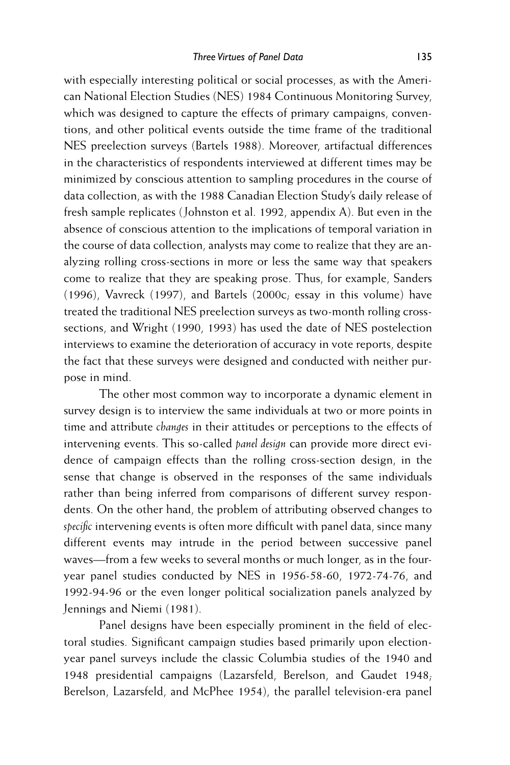with especially interesting political or social processes, as with the American National Election Studies (NES) 1984 Continuous Monitoring Survey, which was designed to capture the effects of primary campaigns, conventions, and other political events outside the time frame of the traditional NES preelection surveys (Bartels 1988). Moreover, artifactual differences in the characteristics of respondents interviewed at different times may be minimized by conscious attention to sampling procedures in the course of data collection, as with the 1988 Canadian Election Study's daily release of fresh sample replicates (Johnston et al. 1992, appendix A). But even in the absence of conscious attention to the implications of temporal variation in the course of data collection, analysts may come to realize that they are analyzing rolling cross-sections in more or less the same way that speakers come to realize that they are speaking prose. Thus, for example, Sanders (1996), Vavreck (1997), and Bartels (2000c; essay in this volume) have treated the traditional NES preelection surveys as two-month rolling cross-sections, and Wright (1990, 1993) has used the date of NES postelection interviews to examine the deterioration of accuracy in vote reports, despite the fact that these surveys were designed and conducted with neither purpose in mind.

The other most common way to incorporate a dynamic element in survey design is to interview the same individuals at two or more points in time and attribute *changes* in their attitudes or perceptions to the effects of intervening events. This so-called *panel design* can provide more direct evidence of campaign effects than the rolling cross-section design, in the sense that change is observed in the responses of the same individuals rather than being inferred from comparisons of different survey respondents. On the other hand, the problem of attributing observed changes to *specific* intervening events is often more difficult with panel data, since many different events may intrude in the period between successive panel waves—from a few weeks to several months or much longer, as in the four-year panel studies conducted by NES in 1956-58-60, 1972-74-76, and 1992-94-96 or the even longer political socialization panels analyzed by Jennings and Niemi (1981).

Panel designs have been especially prominent in the field of electoral studies. Significant campaign studies based primarily upon election-year panel surveys include the classic Columbia studies of the 1940 and 1948 presidential campaigns (Lazarsfeld, Berelson, and Gaudet 1948; Berelson, Lazarsfeld, and McPhee 1954), the parallel television-era panel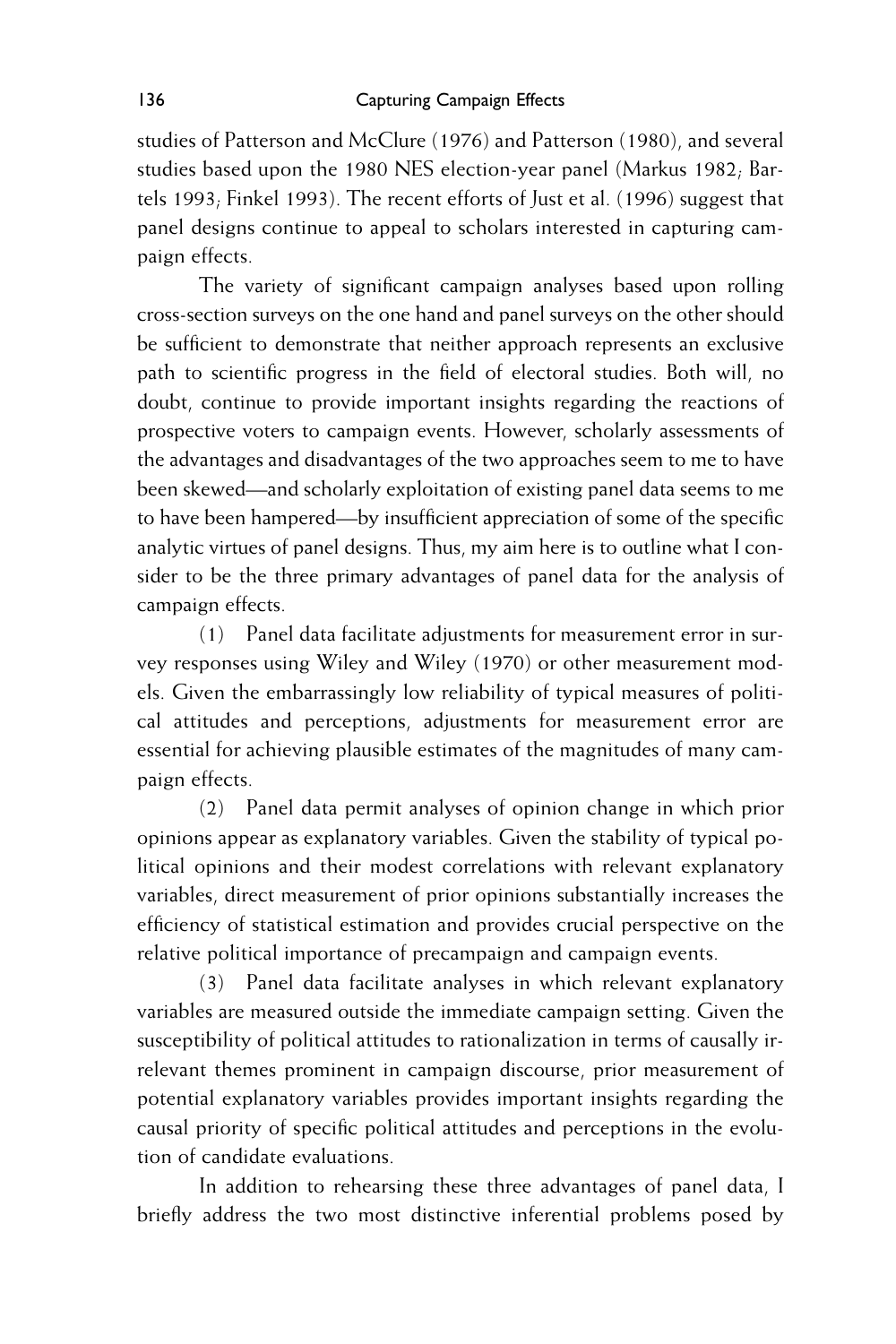studies of Patterson and McClure (1976) and Patterson (1980), and several studies based upon the 1980 NES election-year panel (Markus 1982; Bartels 1993; Finkel 1993). The recent efforts of Just et al. (1996) suggest that panel designs continue to appeal to scholars interested in capturing campaign effects.

The variety of significant campaign analyses based upon rolling cross-section surveys on the one hand and panel surveys on the other should be sufficient to demonstrate that neither approach represents an exclusive path to scientific progress in the field of electoral studies. Both will, no doubt, continue to provide important insights regarding the reactions of prospective voters to campaign events. However, scholarly assessments of the advantages and disadvantages of the two approaches seem to me to have been skewed—and scholarly exploitation of existing panel data seems to me to have been hampered—by insufficient appreciation of some of the specific analytic virtues of panel designs. Thus, my aim here is to outline what I consider to be the three primary advantages of panel data for the analysis of campaign effects.

(1) Panel data facilitate adjustments for measurement error in survey responses using Wiley and Wiley (1970) or other measurement models. Given the embarrassingly low reliability of typical measures of political attitudes and perceptions, adjustments for measurement error are essential for achieving plausible estimates of the magnitudes of many campaign effects.

(2) Panel data permit analyses of opinion change in which prior opinions appear as explanatory variables. Given the stability of typical political opinions and their modest correlations with relevant explanatory variables, direct measurement of prior opinions substantially increases the efficiency of statistical estimation and provides crucial perspective on the relative political importance of precampaign and campaign events.

(3) Panel data facilitate analyses in which relevant explanatory variables are measured outside the immediate campaign setting. Given the susceptibility of political attitudes to rationalization in terms of causally irrelevant themes prominent in campaign discourse, prior measurement of potential explanatory variables provides important insights regarding the causal priority of specific political attitudes and perceptions in the evolution of candidate evaluations.

In addition to rehearsing these three advantages of panel data, I briefly address the two most distinctive inferential problems posed by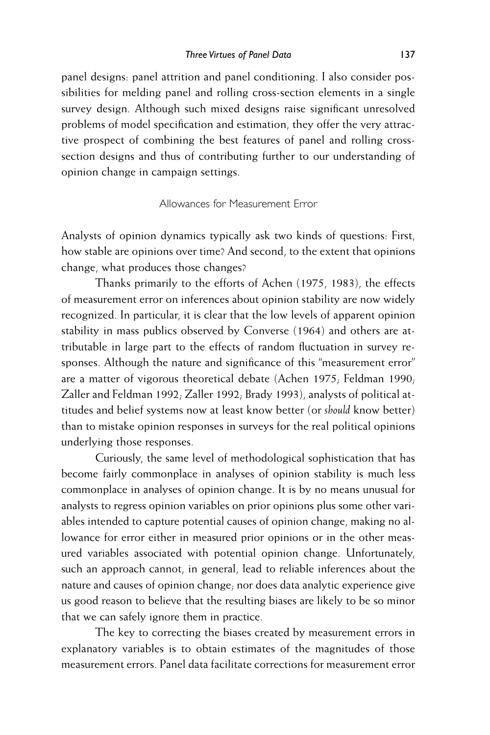panel designs: panel attrition and panel conditioning. I also consider possibilities for melding panel and rolling cross-section elements in a single survey design. Although such mixed designs raise significant unresolved problems of model specification and estimation, they offer the very attractive prospect of combining the best features of panel and rolling cross-section designs and thus of contributing further to our understanding of opinion change in campaign settings.

## Allowances for Measurement Error

Analysts of opinion dynamics typically ask two kinds of questions: First, how stable are opinions over time? And second, to the extent that opinions change, what produces those changes?

Thanks primarily to the efforts of Achen (1975, 1983), the effects of measurement error on inferences about opinion stability are now widely recognized. In particular, it is clear that the low levels of apparent opinion stability in mass publics observed by Converse (1964) and others are attributable in large part to the effects of random fluctuation in survey responses. Although the nature and significance of this "measurement error" are a matter of vigorous theoretical debate (Achen 1975; Feldman 1990; Zaller and Feldman 1992; Zaller 1992; Brady 1993), analysts of political attitudes and belief systems now at least know better (or *should* know better) than to mistake opinion responses in surveys for the real political opinions underlying those responses.

Curiously, the same level of methodological sophistication that has become fairly commonplace in analyses of opinion stability is much less commonplace in analyses of opinion change. It is by no means unusual for analysts to regress opinion variables on prior opinions plus some other variables intended to capture potential causes of opinion change, making no allowance for error either in measured prior opinions or in the other measured variables associated with potential opinion change. Unfortunately, such an approach cannot, in general, lead to reliable inferences about the nature and causes of opinion change; nor does data analytic experience give us good reason to believe that the resulting biases are likely to be so minor that we can safely ignore them in practice.

The key to correcting the biases created by measurement errors in explanatory variables is to obtain estimates of the magnitudes of those measurement errors. Panel data facilitate corrections for measurement error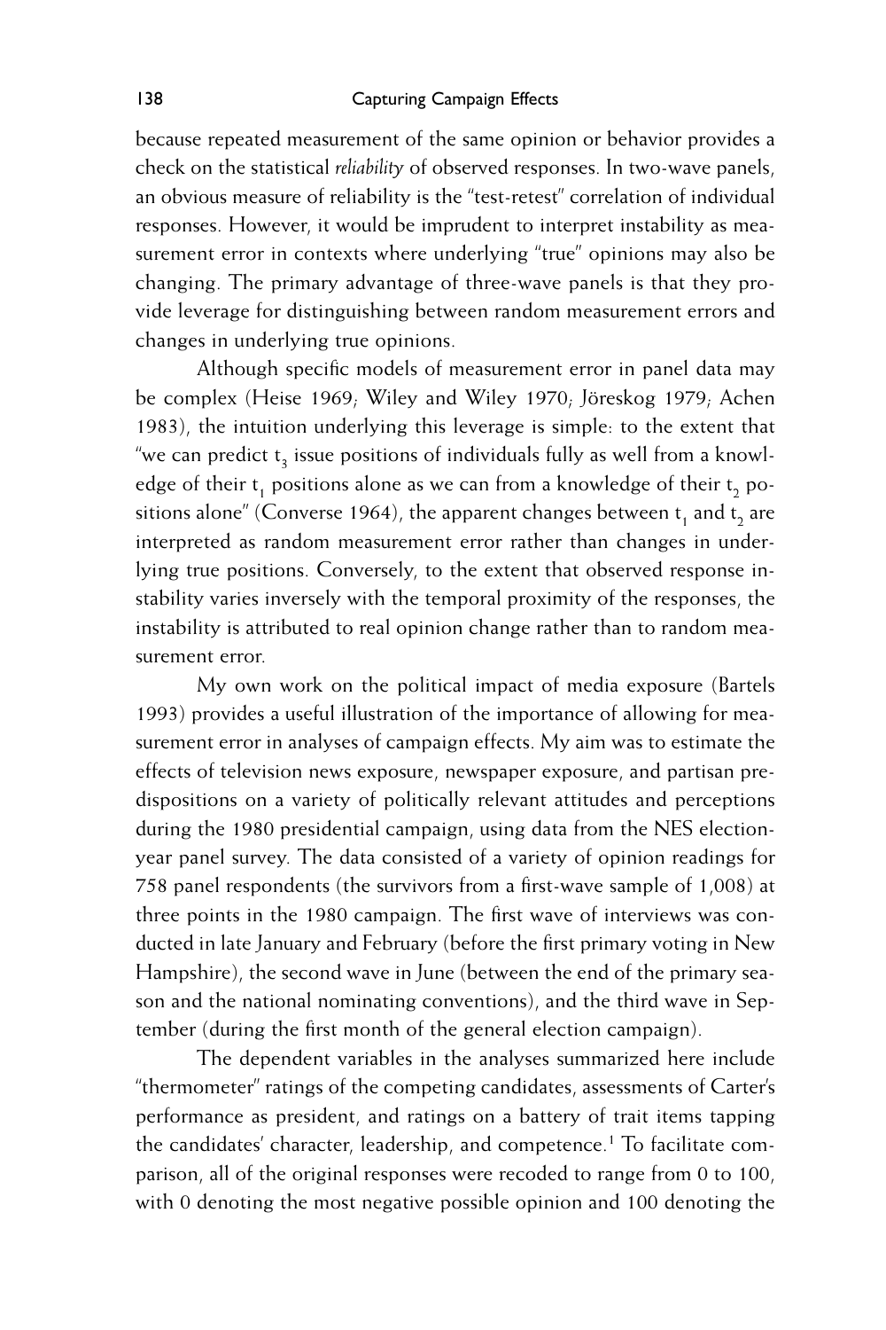because repeated measurement of the same opinion or behavior provides a check on the statistical *reliability* of observed responses. In two-wave panels, an obvious measure of reliability is the "test-retest" correlation of individual responses. However, it would be imprudent to interpret instability as measurement error in contexts where underlying "true" opinions may also be changing. The primary advantage of three-wave panels is that they provide leverage for distinguishing between random measurement errors and changes in underlying true opinions.

Although specific models of measurement error in panel data may be complex (Heise 1969; Wiley and Wiley 1970; Jöreskog 1979; Achen 1983), the intuition underlying this leverage is simple: to the extent that "we can predict $t_3$ issue positions of individuals fully as well from a knowledge of their $t_1$ positions alone as we can from a knowledge of their $t_2$ positions alone" (Converse 1964), the apparent changes between $t_1$ and $t_2$ are interpreted as random measurement error rather than changes in underlying true positions. Conversely, to the extent that observed response instability varies inversely with the temporal proximity of the responses, the instability is attributed to real opinion change rather than to random measurement error.

My own work on the political impact of media exposure (Bartels 1993) provides a useful illustration of the importance of allowing for measurement error in analyses of campaign effects. My aim was to estimate the effects of television news exposure, newspaper exposure, and partisan predispositions on a variety of politically relevant attitudes and perceptions during the 1980 presidential campaign, using data from the NES election-year panel survey. The data consisted of a variety of opinion readings for 758 panel respondents (the survivors from a first-wave sample of 1,008) at three points in the 1980 campaign. The first wave of interviews was conducted in late January and February (before the first primary voting in New Hampshire), the second wave in June (between the end of the primary season and the national nominating conventions), and the third wave in September (during the first month of the general election campaign).

The dependent variables in the analyses summarized here include "thermometer" ratings of the competing candidates, assessments of Carter's performance as president, and ratings on a battery of trait items tapping the candidates' character, leadership, and competence.[1] To facilitate comparison, all of the original responses were recoded to range from 0 to 100, with 0 denoting the most negative possible opinion and 100 denoting the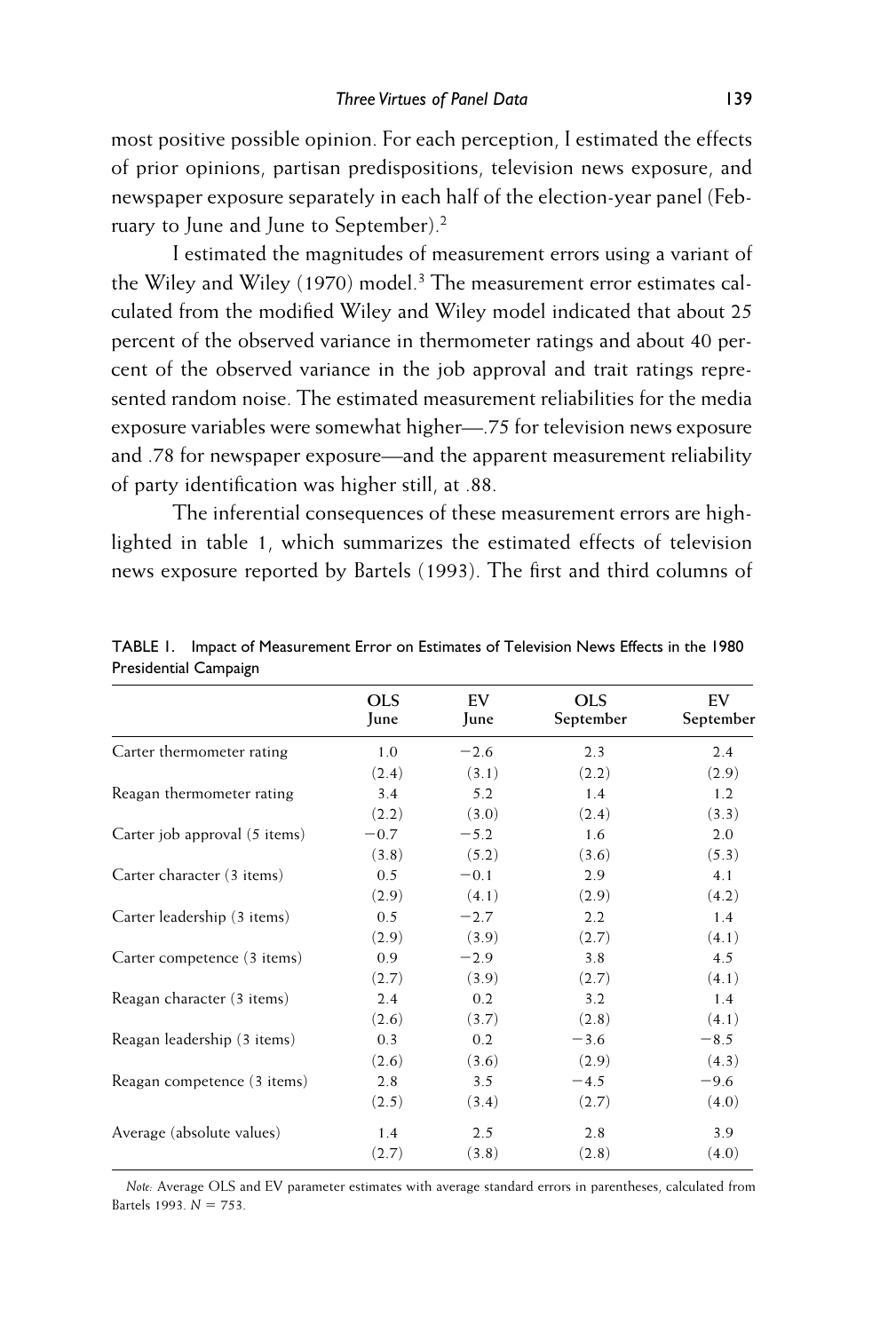most positive possible opinion. For each perception, I estimated the effects of prior opinions, partisan predispositions, television news exposure, and newspaper exposure separately in each half of the election-year panel (February to June and June to September).[2]

I estimated the magnitudes of measurement errors using a variant of the Wiley and Wiley (1970) model.[3] The measurement error estimates calculated from the modified Wiley and Wiley model indicated that about 25 percent of the observed variance in thermometer ratings and about 40 percent of the observed variance in the job approval and trait ratings represented random noise. The estimated measurement reliabilities for the media exposure variables were somewhat higher—.75 for television news exposure and .78 for newspaper exposure—and the apparent measurement reliability of party identification was higher still, at .88.

The inferential consequences of these measurement errors are highlighted in table 1, which summarizes the estimated effects of television news exposure reported by Bartels (1993). The first and third columns of

TABLE 1. Impact of Measurement Error on Estimates of Television News Effects in the 1980 Presidential Campaign

| | OLS June | EV June | OLS September | EV September |
|---|---|---|---|---|
| Carter thermometer rating | 1.0 | −2.6 | 2.3 | 2.4 |
| | (2.4) | (3.1) | (2.2) | (2.9) |
| Reagan thermometer rating | 3.4 | 5.2 | 1.4 | 1.2 |
| | (2.2) | (3.0) | (2.4) | (3.3) |
| Carter job approval (5 items) | −0.7 | −5.2 | 1.6 | 2.0 |
| | (3.8) | (5.2) | (3.6) | (5.3) |
| Carter character (3 items) | 0.5 | −0.1 | 2.9 | 4.1 |
| | (2.9) | (4.1) | (2.9) | (4.2) |
| Carter leadership (3 items) | 0.5 | −2.7 | 2.2 | 1.4 |
| | (2.9) | (3.9) | (2.7) | (4.1) |
| Carter competence (3 items) | 0.9 | −2.9 | 3.8 | 4.5 |
| | (2.7) | (3.9) | (2.7) | (4.1) |
| Reagan character (3 items) | 2.4 | 0.2 | 3.2 | 1.4 |
| | (2.6) | (3.7) | (2.8) | (4.1) |
| Reagan leadership (3 items) | 0.3 | 0.2 | −3.6 | −8.5 |
| | (2.6) | (3.6) | (2.9) | (4.3) |
| Reagan competence (3 items) | 2.8 | 3.5 | −4.5 | −9.6 |
| | (2.5) | (3.4) | (2.7) | (4.0) |
| Average (absolute values) | 1.4 | 2.5 | 2.8 | 3.9 |
| | (2.7) | (3.8) | (2.8) | (4.0) |

*Note:* Average OLS and EV parameter estimates with average standard errors in parentheses, calculated from Bartels 1993. $N = 753$.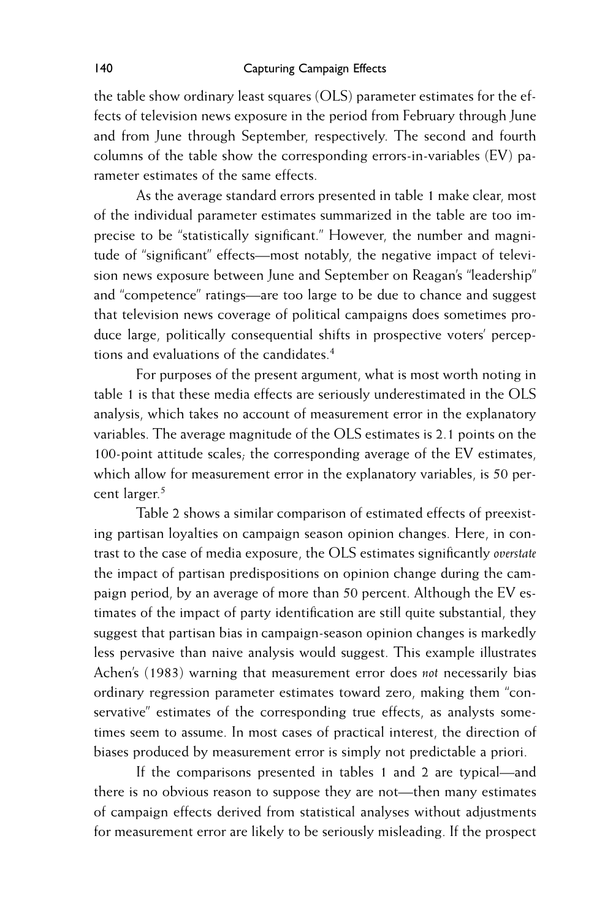the table show ordinary least squares (OLS) parameter estimates for the effects of television news exposure in the period from February through June and from June through September, respectively. The second and fourth columns of the table show the corresponding errors-in-variables (EV) parameter estimates of the same effects.

As the average standard errors presented in table 1 make clear, most of the individual parameter estimates summarized in the table are too imprecise to be "statistically significant." However, the number and magnitude of "significant" effects—most notably, the negative impact of television news exposure between June and September on Reagan's "leadership" and "competence" ratings—are too large to be due to chance and suggest that television news coverage of political campaigns does sometimes produce large, politically consequential shifts in prospective voters' perceptions and evaluations of the candidates.[4]

For purposes of the present argument, what is most worth noting in table 1 is that these media effects are seriously underestimated in the OLS analysis, which takes no account of measurement error in the explanatory variables. The average magnitude of the OLS estimates is 2.1 points on the 100-point attitude scales; the corresponding average of the EV estimates, which allow for measurement error in the explanatory variables, is 50 percent larger.[5]

Table 2 shows a similar comparison of estimated effects of preexisting partisan loyalties on campaign season opinion changes. Here, in contrast to the case of media exposure, the OLS estimates significantly *overstate* the impact of partisan predispositions on opinion change during the campaign period, by an average of more than 50 percent. Although the EV estimates of the impact of party identification are still quite substantial, they suggest that partisan bias in campaign-season opinion changes is markedly less pervasive than naive analysis would suggest. This example illustrates Achen's (1983) warning that measurement error does *not* necessarily bias ordinary regression parameter estimates toward zero, making them "conservative" estimates of the corresponding true effects, as analysts sometimes seem to assume. In most cases of practical interest, the direction of biases produced by measurement error is simply not predictable a priori.

If the comparisons presented in tables 1 and 2 are typical—and there is no obvious reason to suppose they are not—then many estimates of campaign effects derived from statistical analyses without adjustments for measurement error are likely to be seriously misleading. If the prospect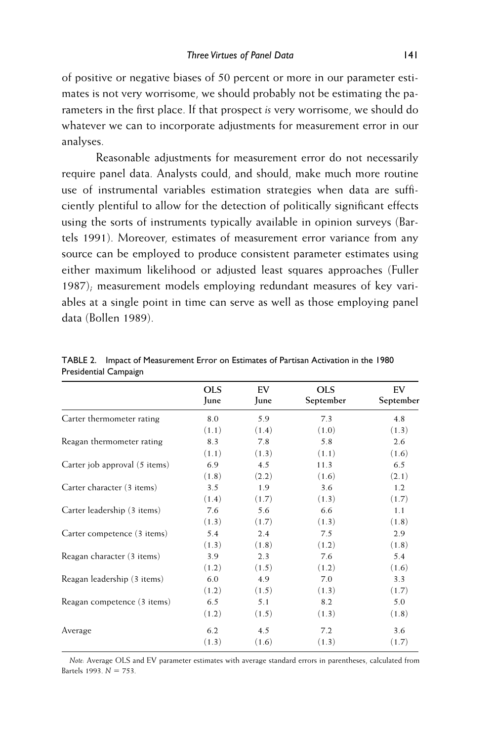of positive or negative biases of 50 percent or more in our parameter estimates is not very worrisome, we should probably not be estimating the parameters in the first place. If that prospect *is* very worrisome, we should do whatever we can to incorporate adjustments for measurement error in our analyses.

Reasonable adjustments for measurement error do not necessarily require panel data. Analysts could, and should, make much more routine use of instrumental variables estimation strategies when data are sufficiently plentiful to allow for the detection of politically significant effects using the sorts of instruments typically available in opinion surveys (Bartels 1991). Moreover, estimates of measurement error variance from any source can be employed to produce consistent parameter estimates using either maximum likelihood or adjusted least squares approaches (Fuller 1987); measurement models employing redundant measures of key variables at a single point in time can serve as well as those employing panel data (Bollen 1989).

TABLE 2. Impact of Measurement Error on Estimates of Partisan Activation in the 1980 Presidential Campaign

| | OLS June | EV June | OLS September | EV September |
|---|---|---|---|---|
| Carter thermometer rating | 8.0 | 5.9 | 7.3 | 4.8 |
| | (1.1) | (1.4) | (1.0) | (1.3) |
| Reagan thermometer rating | 8.3 | 7.8 | 5.8 | 2.6 |
| | (1.1) | (1.3) | (1.1) | (1.6) |
| Carter job approval (5 items) | 6.9 | 4.5 | 11.3 | 6.5 |
| | (1.8) | (2.2) | (1.6) | (2.1) |
| Carter character (3 items) | 3.5 | 1.9 | 3.6 | 1.2 |
| | (1.4) | (1.7) | (1.3) | (1.7) |
| Carter leadership (3 items) | 7.6 | 5.6 | 6.6 | 1.1 |
| | (1.3) | (1.7) | (1.3) | (1.8) |
| Carter competence (3 items) | 5.4 | 2.4 | 7.5 | 2.9 |
| | (1.3) | (1.8) | (1.2) | (1.8) |
| Reagan character (3 items) | 3.9 | 2.3 | 7.6 | 5.4 |
| | (1.2) | (1.5) | (1.2) | (1.6) |
| Reagan leadership (3 items) | 6.0 | 4.9 | 7.0 | 3.3 |
| | (1.2) | (1.5) | (1.3) | (1.7) |
| Reagan competence (3 items) | 6.5 | 5.1 | 8.2 | 5.0 |
| | (1.2) | (1.5) | (1.3) | (1.8) |
| Average | 6.2 | 4.5 | 7.2 | 3.6 |
| | (1.3) | (1.6) | (1.3) | (1.7) |

*Note:* Average OLS and EV parameter estimates with average standard errors in parentheses, calculated from Bartels 1993. $N = 753$.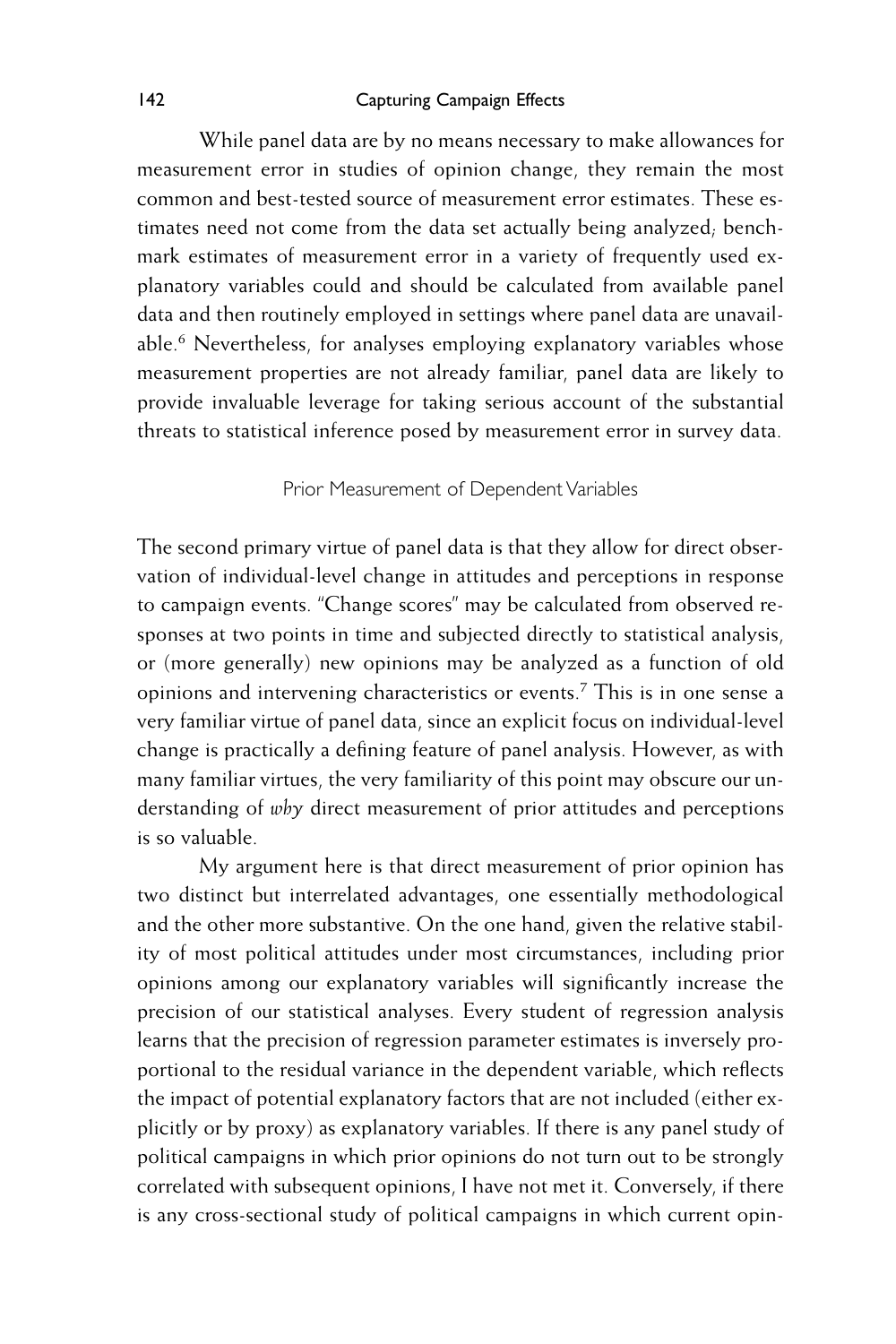While panel data are by no means necessary to make allowances for measurement error in studies of opinion change, they remain the most common and best-tested source of measurement error estimates. These estimates need not come from the data set actually being analyzed; benchmark estimates of measurement error in a variety of frequently used explanatory variables could and should be calculated from available panel data and then routinely employed in settings where panel data are unavailable.[6] Nevertheless, for analyses employing explanatory variables whose measurement properties are not already familiar, panel data are likely to provide invaluable leverage for taking serious account of the substantial threats to statistical inference posed by measurement error in survey data.

## Prior Measurement of Dependent Variables

The second primary virtue of panel data is that they allow for direct observation of individual-level change in attitudes and perceptions in response to campaign events. "Change scores" may be calculated from observed responses at two points in time and subjected directly to statistical analysis, or (more generally) new opinions may be analyzed as a function of old opinions and intervening characteristics or events.[7] This is in one sense a very familiar virtue of panel data, since an explicit focus on individual-level change is practically a defining feature of panel analysis. However, as with many familiar virtues, the very familiarity of this point may obscure our understanding of *why* direct measurement of prior attitudes and perceptions is so valuable.

My argument here is that direct measurement of prior opinion has two distinct but interrelated advantages, one essentially methodological and the other more substantive. On the one hand, given the relative stability of most political attitudes under most circumstances, including prior opinions among our explanatory variables will significantly increase the precision of our statistical analyses. Every student of regression analysis learns that the precision of regression parameter estimates is inversely proportional to the residual variance in the dependent variable, which reflects the impact of potential explanatory factors that are not included (either explicitly or by proxy) as explanatory variables. If there is any panel study of political campaigns in which prior opinions do not turn out to be strongly correlated with subsequent opinions, I have not met it. Conversely, if there is any cross-sectional study of political campaigns in which current opin-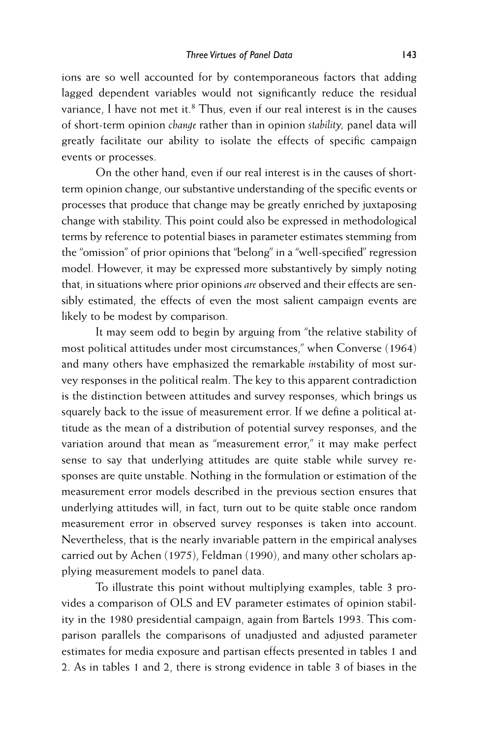ions are so well accounted for by contemporaneous factors that adding lagged dependent variables would not significantly reduce the residual variance, I have not met it.[8] Thus, even if our real interest is in the causes of short-term opinion *change* rather than in opinion *stability*, panel data will greatly facilitate our ability to isolate the effects of specific campaign events or processes.

On the other hand, even if our real interest is in the causes of short-term opinion change, our substantive understanding of the specific events or processes that produce that change may be greatly enriched by juxtaposing change with stability. This point could also be expressed in methodological terms by reference to potential biases in parameter estimates stemming from the "omission" of prior opinions that "belong" in a "well-specified" regression model. However, it may be expressed more substantively by simply noting that, in situations where prior opinions *are* observed and their effects are sensibly estimated, the effects of even the most salient campaign events are likely to be modest by comparison.

It may seem odd to begin by arguing from "the relative stability of most political attitudes under most circumstances," when Converse (1964) and many others have emphasized the remarkable *in*stability of most survey responses in the political realm. The key to this apparent contradiction is the distinction between attitudes and survey responses, which brings us squarely back to the issue of measurement error. If we define a political attitude as the mean of a distribution of potential survey responses, and the variation around that mean as "measurement error," it may make perfect sense to say that underlying attitudes are quite stable while survey responses are quite unstable. Nothing in the formulation or estimation of the measurement error models described in the previous section ensures that underlying attitudes will, in fact, turn out to be quite stable once random measurement error in observed survey responses is taken into account. Nevertheless, that is the nearly invariable pattern in the empirical analyses carried out by Achen (1975), Feldman (1990), and many other scholars applying measurement models to panel data.

To illustrate this point without multiplying examples, table 3 provides a comparison of OLS and EV parameter estimates of opinion stability in the 1980 presidential campaign, again from Bartels 1993. This comparison parallels the comparisons of unadjusted and adjusted parameter estimates for media exposure and partisan effects presented in tables 1 and 2. As in tables 1 and 2, there is strong evidence in table 3 of biases in the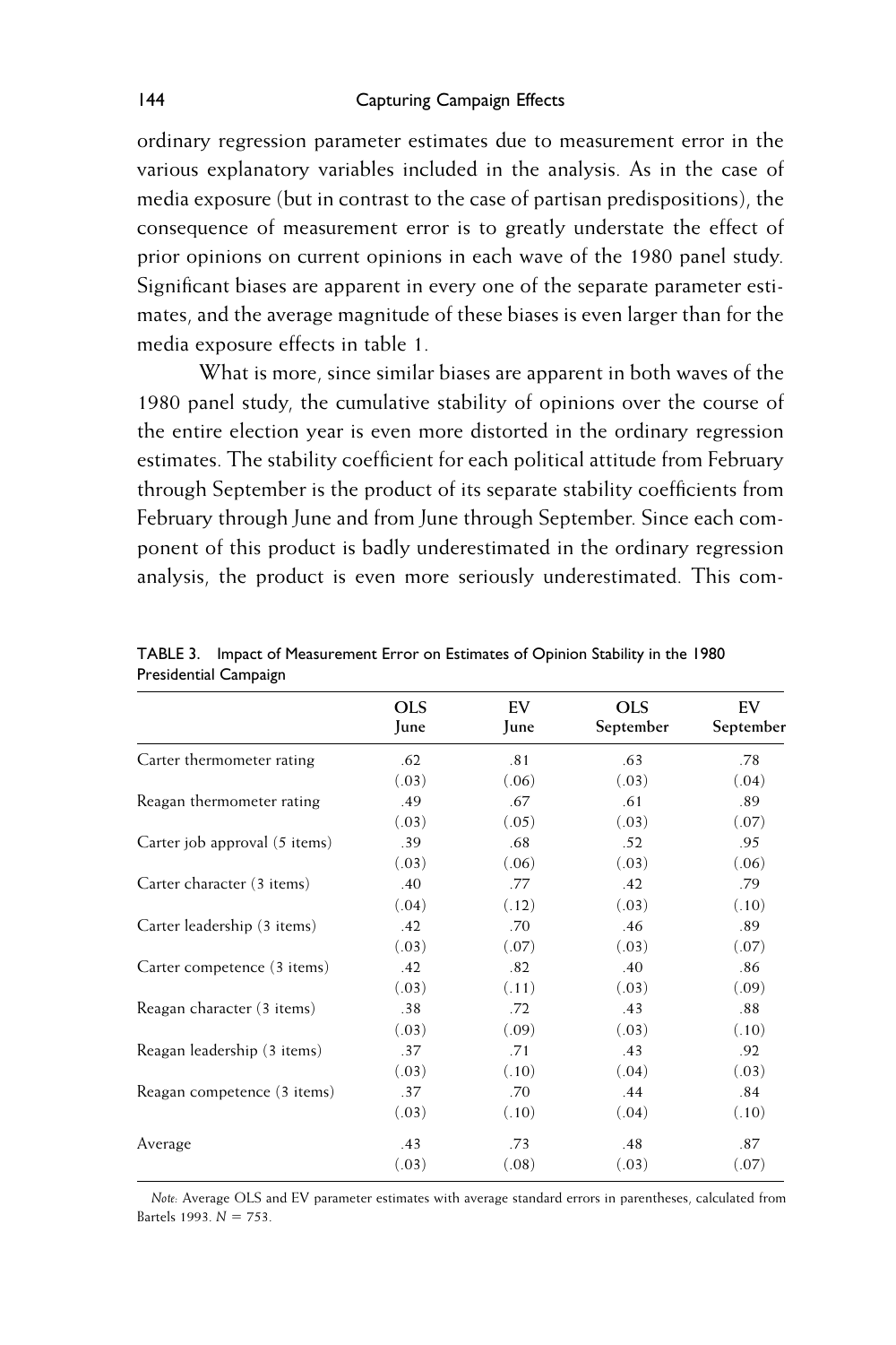ordinary regression parameter estimates due to measurement error in the various explanatory variables included in the analysis. As in the case of media exposure (but in contrast to the case of partisan predispositions), the consequence of measurement error is to greatly understate the effect of prior opinions on current opinions in each wave of the 1980 panel study. Significant biases are apparent in every one of the separate parameter estimates, and the average magnitude of these biases is even larger than for the media exposure effects in table 1.

What is more, since similar biases are apparent in both waves of the 1980 panel study, the cumulative stability of opinions over the course of the entire election year is even more distorted in the ordinary regression estimates. The stability coefficient for each political attitude from February through September is the product of its separate stability coefficients from February through June and from June through September. Since each component of this product is badly underestimated in the ordinary regression analysis, the product is even more seriously underestimated. This com-

TABLE 3. Impact of Measurement Error on Estimates of Opinion Stability in the 1980 Presidential Campaign

| | OLS June | EV June | OLS September | EV September |
|---|---|---|---|---|
| Carter thermometer rating | .62 | .81 | .63 | .78 |
| | (.03) | (.06) | (.03) | (.04) |
| Reagan thermometer rating | .49 | .67 | .61 | .89 |
| | (.03) | (.05) | (.03) | (.07) |
| Carter job approval (5 items) | .39 | .68 | .52 | .95 |
| | (.03) | (.06) | (.03) | (.06) |
| Carter character (3 items) | .40 | .77 | .42 | .79 |
| | (.04) | (.12) | (.03) | (.10) |
| Carter leadership (3 items) | .42 | .70 | .46 | .89 |
| | (.03) | (.07) | (.03) | (.07) |
| Carter competence (3 items) | .42 | .82 | .40 | .86 |
| | (.03) | (.11) | (.03) | (.09) |
| Reagan character (3 items) | .38 | .72 | .43 | .88 |
| | (.03) | (.09) | (.03) | (.10) |
| Reagan leadership (3 items) | .37 | .71 | .43 | .92 |
| | (.03) | (.10) | (.04) | (.03) |
| Reagan competence (3 items) | .37 | .70 | .44 | .84 |
| | (.03) | (.10) | (.04) | (.10) |
| Average | .43 | .73 | .48 | .87 |
| | (.03) | (.08) | (.03) | (.07) |

*Note:* Average OLS and EV parameter estimates with average standard errors in parentheses, calculated from Bartels 1993. $N = 753$.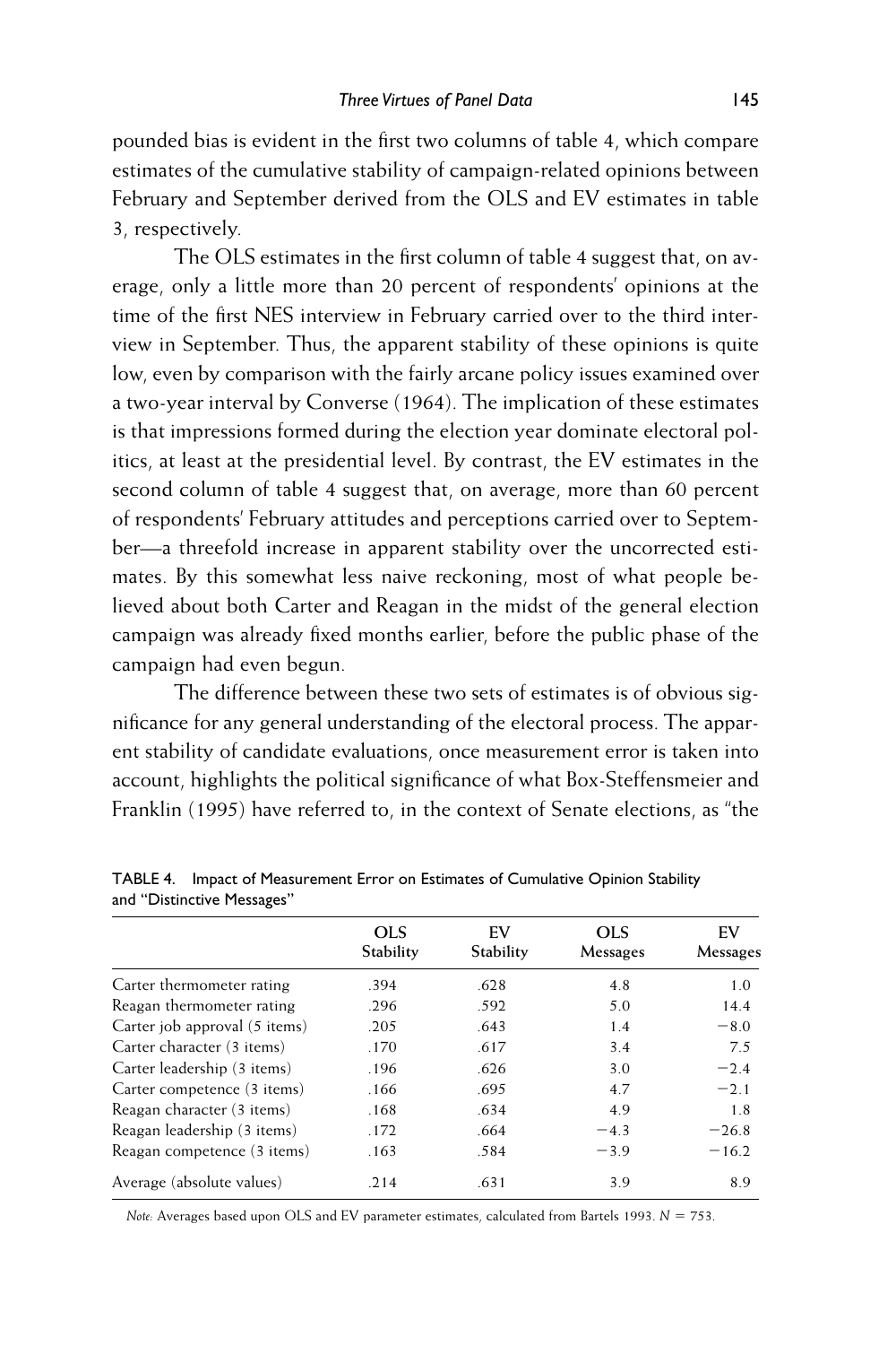pounded bias is evident in the first two columns of table 4, which compare estimates of the cumulative stability of campaign-related opinions between February and September derived from the OLS and EV estimates in table 3, respectively.

The OLS estimates in the first column of table 4 suggest that, on average, only a little more than 20 percent of respondents' opinions at the time of the first NES interview in February carried over to the third interview in September. Thus, the apparent stability of these opinions is quite low, even by comparison with the fairly arcane policy issues examined over a two-year interval by Converse (1964). The implication of these estimates is that impressions formed during the election year dominate electoral politics, at least at the presidential level. By contrast, the EV estimates in the second column of table 4 suggest that, on average, more than 60 percent of respondents' February attitudes and perceptions carried over to September—a threefold increase in apparent stability over the uncorrected estimates. By this somewhat less naive reckoning, most of what people believed about both Carter and Reagan in the midst of the general election campaign was already fixed months earlier, before the public phase of the campaign had even begun.

The difference between these two sets of estimates is of obvious significance for any general understanding of the electoral process. The apparent stability of candidate evaluations, once measurement error is taken into account, highlights the political significance of what Box-Steffensmeier and Franklin (1995) have referred to, in the context of Senate elections, as "the

TABLE 4. Impact of Measurement Error on Estimates of Cumulative Opinion Stability and "Distinctive Messages"

| | OLS Stability | EV Stability | OLS Messages | EV Messages |
|---|---|---|---|---|
| Carter thermometer rating | .394 | .628 | 4.8 | 1.0 |
| Reagan thermometer rating | .296 | .592 | 5.0 | 14.4 |
| Carter job approval (5 items) | .205 | .643 | 1.4 | −8.0 |
| Carter character (3 items) | .170 | .617 | 3.4 | 7.5 |
| Carter leadership (3 items) | .196 | .626 | 3.0 | −2.4 |
| Carter competence (3 items) | .166 | .695 | 4.7 | −2.1 |
| Reagan character (3 items) | .168 | .634 | 4.9 | 1.8 |
| Reagan leadership (3 items) | .172 | .664 | −4.3 | −26.8 |
| Reagan competence (3 items) | .163 | .584 | −3.9 | −16.2 |
| Average (absolute values) | .214 | .631 | 3.9 | 8.9 |

*Note:* Averages based upon OLS and EV parameter estimates, calculated from Bartels 1993. $N = 753$.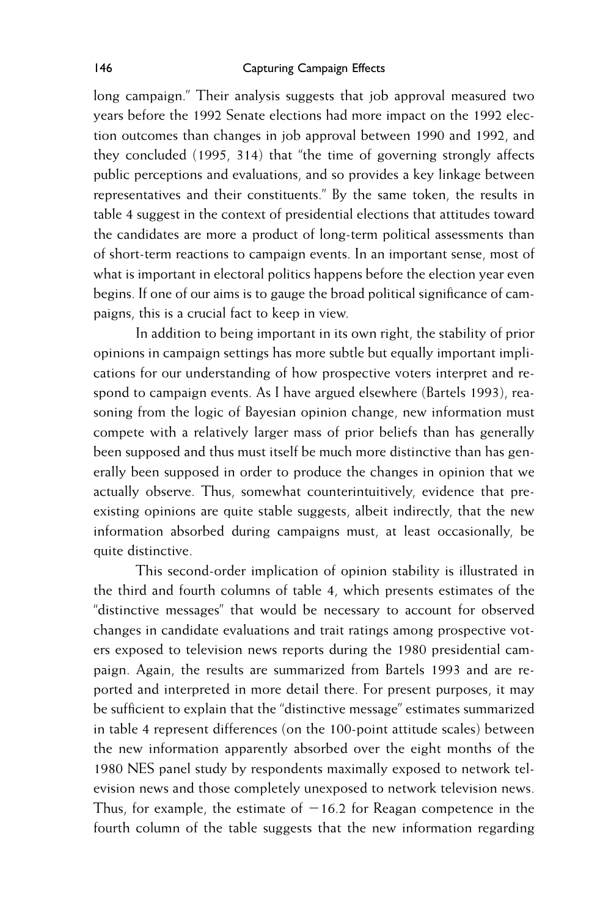long campaign." Their analysis suggests that job approval measured two years before the 1992 Senate elections had more impact on the 1992 election outcomes than changes in job approval between 1990 and 1992, and they concluded (1995, 314) that "the time of governing strongly affects public perceptions and evaluations, and so provides a key linkage between representatives and their constituents." By the same token, the results in table 4 suggest in the context of presidential elections that attitudes toward the candidates are more a product of long-term political assessments than of short-term reactions to campaign events. In an important sense, most of what is important in electoral politics happens before the election year even begins. If one of our aims is to gauge the broad political significance of campaigns, this is a crucial fact to keep in view.

In addition to being important in its own right, the stability of prior opinions in campaign settings has more subtle but equally important implications for our understanding of how prospective voters interpret and respond to campaign events. As I have argued elsewhere (Bartels 1993), reasoning from the logic of Bayesian opinion change, new information must compete with a relatively larger mass of prior beliefs than has generally been supposed and thus must itself be much more distinctive than has generally been supposed in order to produce the changes in opinion that we actually observe. Thus, somewhat counterintuitively, evidence that preexisting opinions are quite stable suggests, albeit indirectly, that the new information absorbed during campaigns must, at least occasionally, be quite distinctive.

This second-order implication of opinion stability is illustrated in the third and fourth columns of table 4, which presents estimates of the "distinctive messages" that would be necessary to account for observed changes in candidate evaluations and trait ratings among prospective voters exposed to television news reports during the 1980 presidential campaign. Again, the results are summarized from Bartels 1993 and are reported and interpreted in more detail there. For present purposes, it may be sufficient to explain that the "distinctive message" estimates summarized in table 4 represent differences (on the 100-point attitude scales) between the new information apparently absorbed over the eight months of the 1980 NES panel study by respondents maximally exposed to network television news and those completely unexposed to network television news. Thus, for example, the estimate of −16.2 for Reagan competence in the fourth column of the table suggests that the new information regarding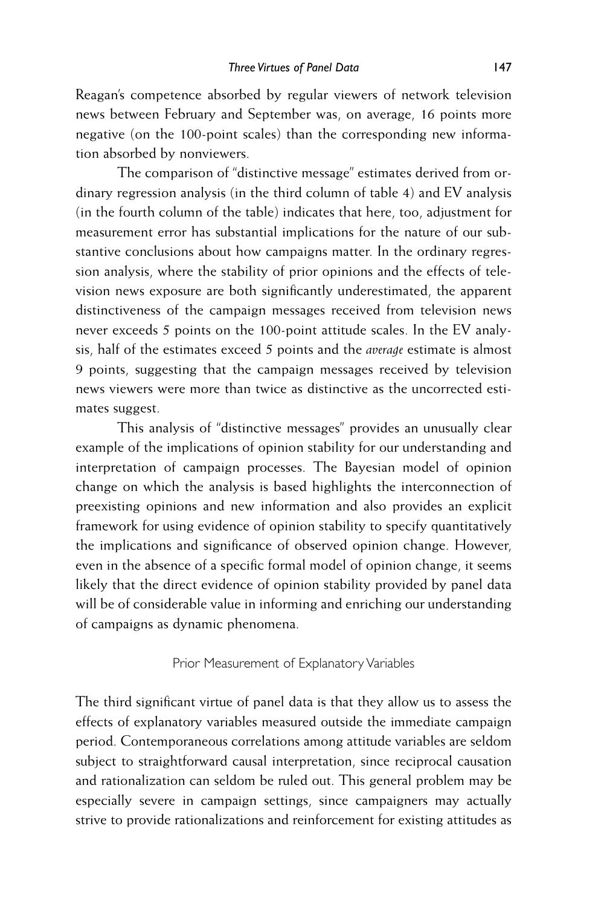Reagan's competence absorbed by regular viewers of network television news between February and September was, on average, 16 points more negative (on the 100-point scales) than the corresponding new information absorbed by nonviewers.

The comparison of "distinctive message" estimates derived from ordinary regression analysis (in the third column of table 4) and EV analysis (in the fourth column of the table) indicates that here, too, adjustment for measurement error has substantial implications for the nature of our substantive conclusions about how campaigns matter. In the ordinary regression analysis, where the stability of prior opinions and the effects of television news exposure are both significantly underestimated, the apparent distinctiveness of the campaign messages received from television news never exceeds 5 points on the 100-point attitude scales. In the EV analysis, half of the estimates exceed 5 points and the *average* estimate is almost 9 points, suggesting that the campaign messages received by television news viewers were more than twice as distinctive as the uncorrected estimates suggest.

This analysis of "distinctive messages" provides an unusually clear example of the implications of opinion stability for our understanding and interpretation of campaign processes. The Bayesian model of opinion change on which the analysis is based highlights the interconnection of preexisting opinions and new information and also provides an explicit framework for using evidence of opinion stability to specify quantitatively the implications and significance of observed opinion change. However, even in the absence of a specific formal model of opinion change, it seems likely that the direct evidence of opinion stability provided by panel data will be of considerable value in informing and enriching our understanding of campaigns as dynamic phenomena.

## Prior Measurement of Explanatory Variables

The third significant virtue of panel data is that they allow us to assess the effects of explanatory variables measured outside the immediate campaign period. Contemporaneous correlations among attitude variables are seldom subject to straightforward causal interpretation, since reciprocal causation and rationalization can seldom be ruled out. This general problem may be especially severe in campaign settings, since campaigners may actually strive to provide rationalizations and reinforcement for existing attitudes as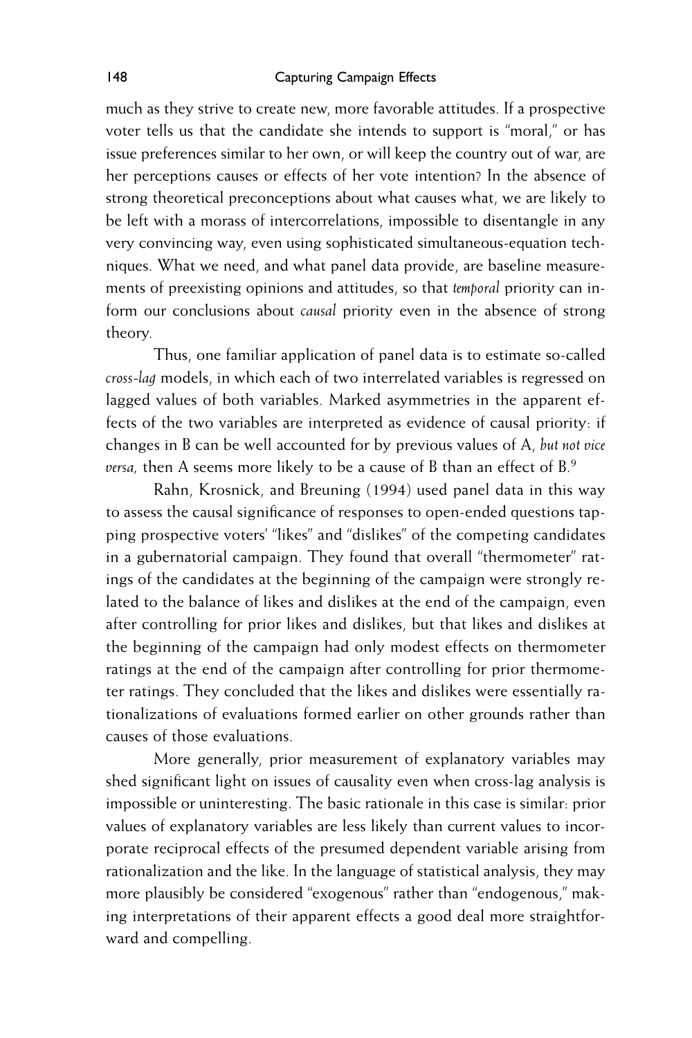much as they strive to create new, more favorable attitudes. If a prospective voter tells us that the candidate she intends to support is "moral," or has issue preferences similar to her own, or will keep the country out of war, are her perceptions causes or effects of her vote intention? In the absence of strong theoretical preconceptions about what causes what, we are likely to be left with a morass of intercorrelations, impossible to disentangle in any very convincing way, even using sophisticated simultaneous-equation techniques. What we need, and what panel data provide, are baseline measurements of preexisting opinions and attitudes, so that *temporal* priority can inform our conclusions about *causal* priority even in the absence of strong theory.

Thus, one familiar application of panel data is to estimate so-called *cross-lag* models, in which each of two interrelated variables is regressed on lagged values of both variables. Marked asymmetries in the apparent effects of the two variables are interpreted as evidence of causal priority: if changes in B can be well accounted for by previous values of A, *but not vice versa,* then A seems more likely to be a cause of B than an effect of B.[9]

Rahn, Krosnick, and Breuning (1994) used panel data in this way to assess the causal significance of responses to open-ended questions tapping prospective voters' "likes" and "dislikes" of the competing candidates in a gubernatorial campaign. They found that overall "thermometer" ratings of the candidates at the beginning of the campaign were strongly related to the balance of likes and dislikes at the end of the campaign, even after controlling for prior likes and dislikes, but that likes and dislikes at the beginning of the campaign had only modest effects on thermometer ratings at the end of the campaign after controlling for prior thermometer ratings. They concluded that the likes and dislikes were essentially rationalizations of evaluations formed earlier on other grounds rather than causes of those evaluations.

More generally, prior measurement of explanatory variables may shed significant light on issues of causality even when cross-lag analysis is impossible or uninteresting. The basic rationale in this case is similar: prior values of explanatory variables are less likely than current values to incorporate reciprocal effects of the presumed dependent variable arising from rationalization and the like. In the language of statistical analysis, they may more plausibly be considered "exogenous" rather than "endogenous," making interpretations of their apparent effects a good deal more straightforward and compelling.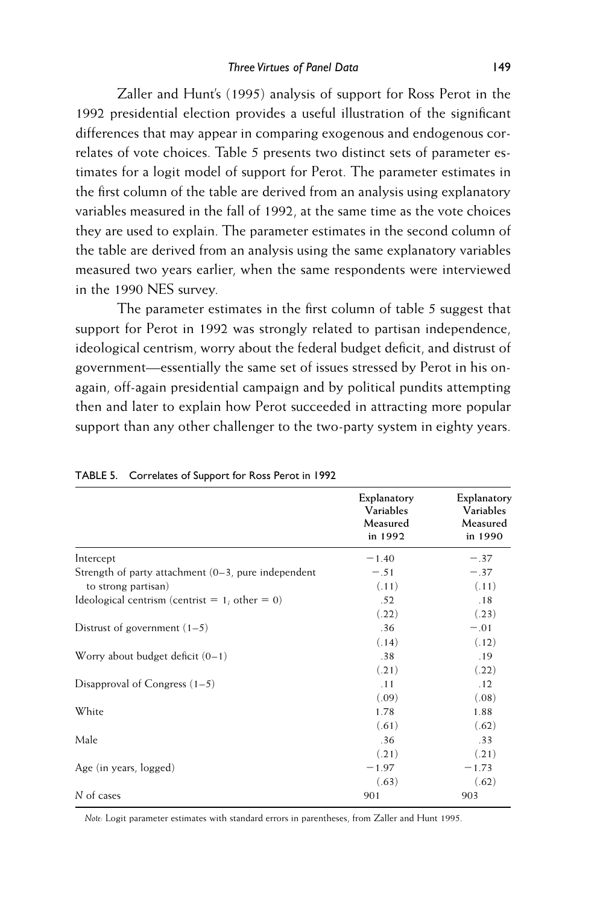Zaller and Hunt's (1995) analysis of support for Ross Perot in the 1992 presidential election provides a useful illustration of the significant differences that may appear in comparing exogenous and endogenous correlates of vote choices. Table 5 presents two distinct sets of parameter estimates for a logit model of support for Perot. The parameter estimates in the first column of the table are derived from an analysis using explanatory variables measured in the fall of 1992, at the same time as the vote choices they are used to explain. The parameter estimates in the second column of the table are derived from an analysis using the same explanatory variables measured two years earlier, when the same respondents were interviewed in the 1990 NES survey.

The parameter estimates in the first column of table 5 suggest that support for Perot in 1992 was strongly related to partisan independence, ideological centrism, worry about the federal budget deficit, and distrust of government—essentially the same set of issues stressed by Perot in his on-again, off-again presidential campaign and by political pundits attempting then and later to explain how Perot succeeded in attracting more popular support than any other challenger to the two-party system in eighty years.

TABLE 5. Correlates of Support for Ross Perot in 1992

| | Explanatory Variables Measured in 1992 | Explanatory Variables Measured in 1990 |
|---|---|---|
| Intercept | −1.40 | −.37 |
| Strength of party attachment (0–3, pure independent to strong partisan) | −.51 | −.37 |
| | (.11) | (.11) |
| Ideological centrism (centrist = 1; other = 0) | .52 | .18 |
| | (.22) | (.23) |
| Distrust of government (1–5) | .36 | −.01 |
| | (.14) | (.12) |
| Worry about budget deficit (0–1) | .38 | .19 |
| | (.21) | (.22) |
| Disapproval of Congress (1–5) | .11 | .12 |
| | (.09) | (.08) |
| White | 1.78 | 1.88 |
| | (.61) | (.62) |
| Male | .36 | .33 |
| | (.21) | (.21) |
| Age (in years, logged) | −1.97 | −1.73 |
| | (.63) | (.62) |
| *N* of cases | 901 | 903 |

*Note:* Logit parameter estimates with standard errors in parentheses, from Zaller and Hunt 1995.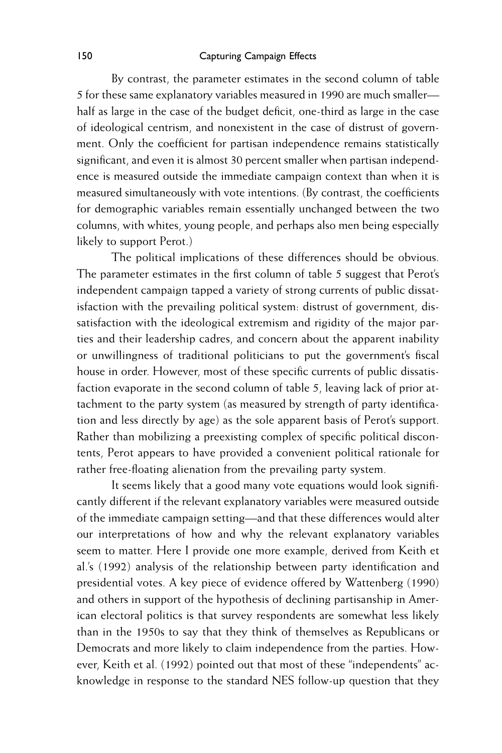By contrast, the parameter estimates in the second column of table 5 for these same explanatory variables measured in 1990 are much smaller—half as large in the case of the budget deficit, one-third as large in the case of ideological centrism, and nonexistent in the case of distrust of government. Only the coefficient for partisan independence remains statistically significant, and even it is almost 30 percent smaller when partisan independence is measured outside the immediate campaign context than when it is measured simultaneously with vote intentions. (By contrast, the coefficients for demographic variables remain essentially unchanged between the two columns, with whites, young people, and perhaps also men being especially likely to support Perot.)

The political implications of these differences should be obvious. The parameter estimates in the first column of table 5 suggest that Perot's independent campaign tapped a variety of strong currents of public dissatisfaction with the prevailing political system: distrust of government, dissatisfaction with the ideological extremism and rigidity of the major parties and their leadership cadres, and concern about the apparent inability or unwillingness of traditional politicians to put the government's fiscal house in order. However, most of these specific currents of public dissatisfaction evaporate in the second column of table 5, leaving lack of prior attachment to the party system (as measured by strength of party identification and less directly by age) as the sole apparent basis of Perot's support. Rather than mobilizing a preexisting complex of specific political discontents, Perot appears to have provided a convenient political rationale for rather free-floating alienation from the prevailing party system.

It seems likely that a good many vote equations would look significantly different if the relevant explanatory variables were measured outside of the immediate campaign setting—and that these differences would alter our interpretations of how and why the relevant explanatory variables seem to matter. Here I provide one more example, derived from Keith et al.'s (1992) analysis of the relationship between party identification and presidential votes. A key piece of evidence offered by Wattenberg (1990) and others in support of the hypothesis of declining partisanship in American electoral politics is that survey respondents are somewhat less likely than in the 1950s to say that they think of themselves as Republicans or Democrats and more likely to claim independence from the parties. However, Keith et al. (1992) pointed out that most of these "independents" acknowledge in response to the standard NES follow-up question that they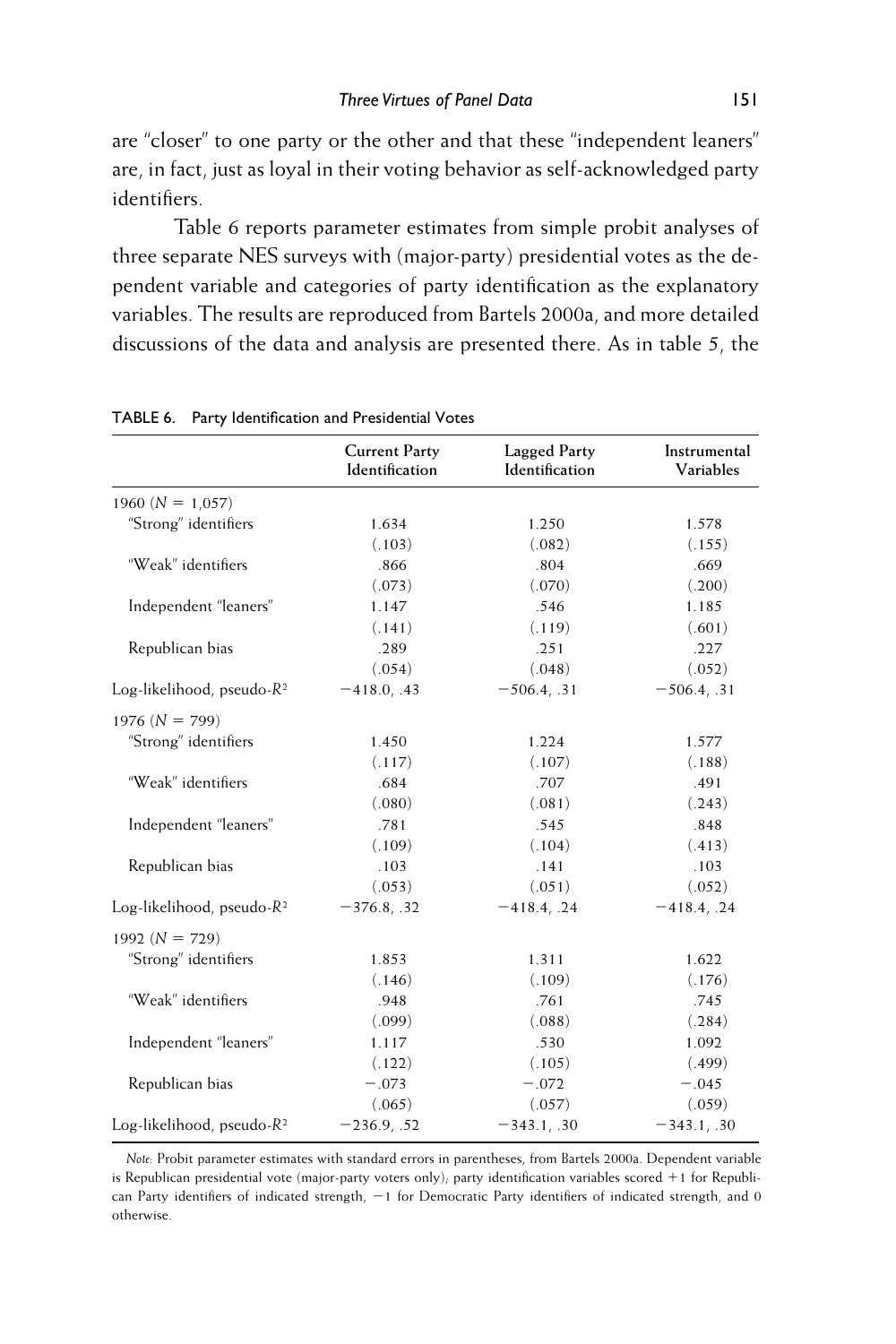are "closer" to one party or the other and that these "independent leaners" are, in fact, just as loyal in their voting behavior as self-acknowledged party identifiers.

Table 6 reports parameter estimates from simple probit analyses of three separate NES surveys with (major-party) presidential votes as the dependent variable and categories of party identification as the explanatory variables. The results are reproduced from Bartels 2000a, and more detailed discussions of the data and analysis are presented there. As in table 5, the

TABLE 6. Party Identification and Presidential Votes

| | Current Party Identification | Lagged Party Identification | Instrumental Variables |
|---|---|---|---|
| 1960 ($N$ = 1,057) | | | |
| "Strong" identifiers | 1.634 | 1.250 | 1.578 |
| | (.103) | (.082) | (.155) |
| "Weak" identifiers | .866 | .804 | .669 |
| | (.073) | (.070) | (.200) |
| Independent "leaners" | 1.147 | .546 | 1.185 |
| | (.141) | (.119) | (.601) |
| Republican bias | .289 | .251 | .227 |
| | (.054) | (.048) | (.052) |
| Log-likelihood, pseudo-$R^2$ | −418.0, .43 | −506.4, .31 | −506.4, .31 |
| 1976 ($N$ = 799) | | | |
| "Strong" identifiers | 1.450 | 1.224 | 1.577 |
| | (.117) | (.107) | (.188) |
| "Weak" identifiers | .684 | .707 | .491 |
| | (.080) | (.081) | (.243) |
| Independent "leaners" | .781 | .545 | .848 |
| | (.109) | (.104) | (.413) |
| Republican bias | .103 | .141 | .103 |
| | (.053) | (.051) | (.052) |
| Log-likelihood, pseudo-$R^2$ | −376.8, .32 | −418.4, .24 | −418.4, .24 |
| 1992 ($N$ = 729) | | | |
| "Strong" identifiers | 1.853 | 1.311 | 1.622 |
| | (.146) | (.109) | (.176) |
| "Weak" identifiers | .948 | .761 | .745 |
| | (.099) | (.088) | (.284) |
| Independent "leaners" | 1.117 | .530 | 1.092 |
| | (.122) | (.105) | (.499) |
| Republican bias | −.073 | −.072 | −.045 |
| | (.065) | (.057) | (.059) |
| Log-likelihood, pseudo-$R^2$ | −236.9, .52 | −343.1, .30 | −343.1, .30 |

*Note:* Probit parameter estimates with standard errors in parentheses, from Bartels 2000a. Dependent variable is Republican presidential vote (major-party voters only); party identification variables scored +1 for Republican Party identifiers of indicated strength, −1 for Democratic Party identifiers of indicated strength, and 0 otherwise.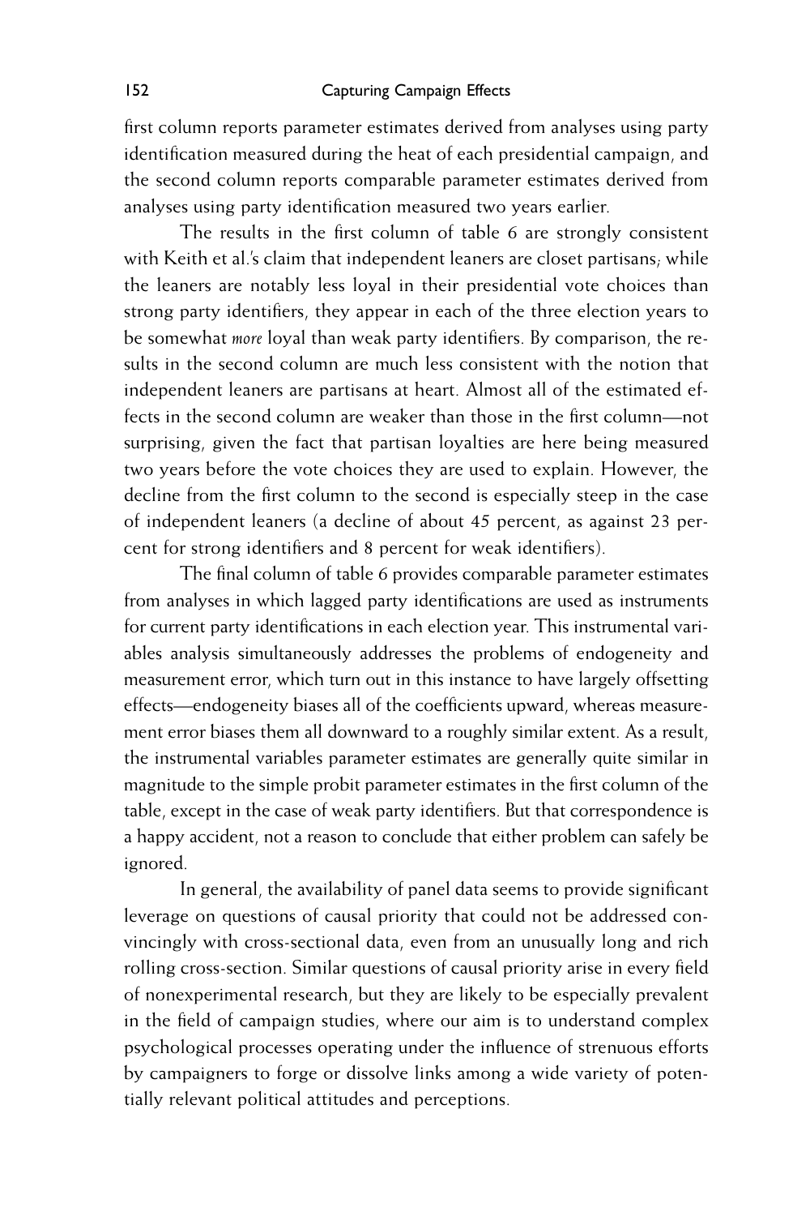first column reports parameter estimates derived from analyses using party identification measured during the heat of each presidential campaign, and the second column reports comparable parameter estimates derived from analyses using party identification measured two years earlier.

The results in the first column of table 6 are strongly consistent with Keith et al.'s claim that independent leaners are closet partisans; while the leaners are notably less loyal in their presidential vote choices than strong party identifiers, they appear in each of the three election years to be somewhat *more* loyal than weak party identifiers. By comparison, the results in the second column are much less consistent with the notion that independent leaners are partisans at heart. Almost all of the estimated effects in the second column are weaker than those in the first column—not surprising, given the fact that partisan loyalties are here being measured two years before the vote choices they are used to explain. However, the decline from the first column to the second is especially steep in the case of independent leaners (a decline of about 45 percent, as against 23 percent for strong identifiers and 8 percent for weak identifiers).

The final column of table 6 provides comparable parameter estimates from analyses in which lagged party identifications are used as instruments for current party identifications in each election year. This instrumental variables analysis simultaneously addresses the problems of endogeneity and measurement error, which turn out in this instance to have largely offsetting effects—endogeneity biases all of the coefficients upward, whereas measurement error biases them all downward to a roughly similar extent. As a result, the instrumental variables parameter estimates are generally quite similar in magnitude to the simple probit parameter estimates in the first column of the table, except in the case of weak party identifiers. But that correspondence is a happy accident, not a reason to conclude that either problem can safely be ignored.

In general, the availability of panel data seems to provide significant leverage on questions of causal priority that could not be addressed convincingly with cross-sectional data, even from an unusually long and rich rolling cross-section. Similar questions of causal priority arise in every field of nonexperimental research, but they are likely to be especially prevalent in the field of campaign studies, where our aim is to understand complex psychological processes operating under the influence of strenuous efforts by campaigners to forge or dissolve links among a wide variety of potentially relevant political attitudes and perceptions.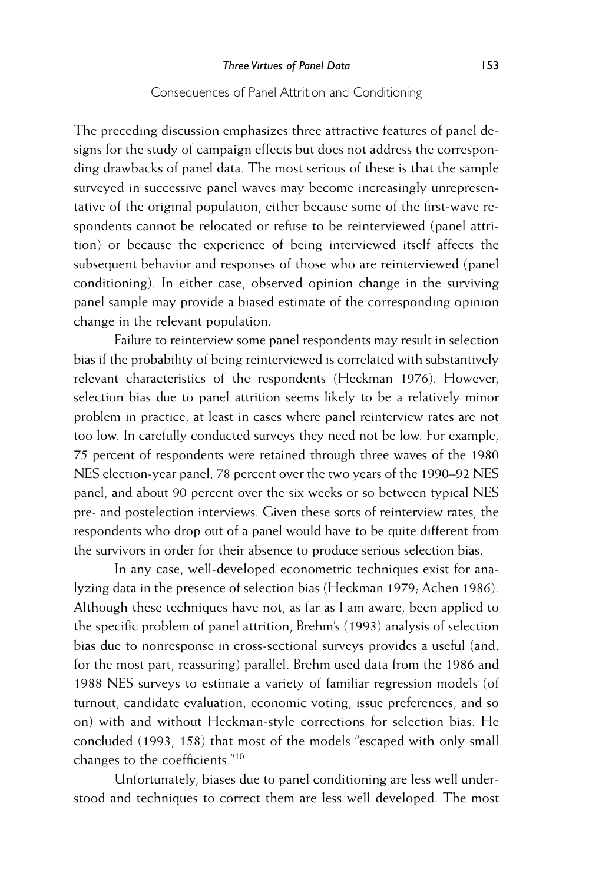## Consequences of Panel Attrition and Conditioning

The preceding discussion emphasizes three attractive features of panel designs for the study of campaign effects but does not address the corresponding drawbacks of panel data. The most serious of these is that the sample surveyed in successive panel waves may become increasingly unrepresentative of the original population, either because some of the first-wave respondents cannot be relocated or refuse to be reinterviewed (panel attrition) or because the experience of being interviewed itself affects the subsequent behavior and responses of those who are reinterviewed (panel conditioning). In either case, observed opinion change in the surviving panel sample may provide a biased estimate of the corresponding opinion change in the relevant population.

Failure to reinterview some panel respondents may result in selection bias if the probability of being reinterviewed is correlated with substantively relevant characteristics of the respondents (Heckman 1976). However, selection bias due to panel attrition seems likely to be a relatively minor problem in practice, at least in cases where panel reinterview rates are not too low. In carefully conducted surveys they need not be low. For example, 75 percent of respondents were retained through three waves of the 1980 NES election-year panel, 78 percent over the two years of the 1990–92 NES panel, and about 90 percent over the six weeks or so between typical NES pre- and postelection interviews. Given these sorts of reinterview rates, the respondents who drop out of a panel would have to be quite different from the survivors in order for their absence to produce serious selection bias.

In any case, well-developed econometric techniques exist for analyzing data in the presence of selection bias (Heckman 1979; Achen 1986). Although these techniques have not, as far as I am aware, been applied to the specific problem of panel attrition, Brehm's (1993) analysis of selection bias due to nonresponse in cross-sectional surveys provides a useful (and, for the most part, reassuring) parallel. Brehm used data from the 1986 and 1988 NES surveys to estimate a variety of familiar regression models (of turnout, candidate evaluation, economic voting, issue preferences, and so on) with and without Heckman-style corrections for selection bias. He concluded (1993, 158) that most of the models "escaped with only small changes to the coefficients."[10]

Unfortunately, biases due to panel conditioning are less well understood and techniques to correct them are less well developed. The most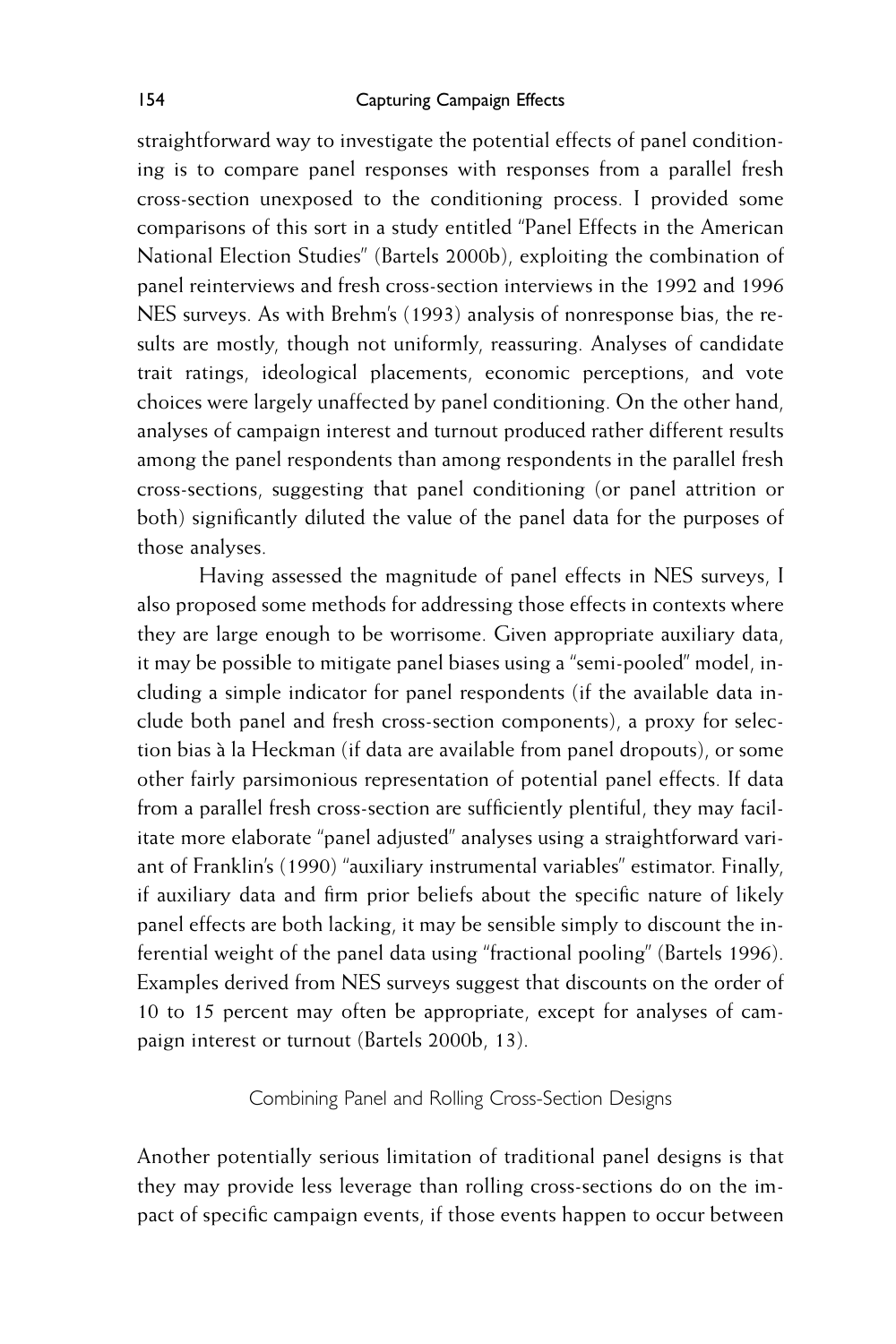straightforward way to investigate the potential effects of panel conditioning is to compare panel responses with responses from a parallel fresh cross-section unexposed to the conditioning process. I provided some comparisons of this sort in a study entitled "Panel Effects in the American National Election Studies" (Bartels 2000b), exploiting the combination of panel reinterviews and fresh cross-section interviews in the 1992 and 1996 NES surveys. As with Brehm's (1993) analysis of nonresponse bias, the results are mostly, though not uniformly, reassuring. Analyses of candidate trait ratings, ideological placements, economic perceptions, and vote choices were largely unaffected by panel conditioning. On the other hand, analyses of campaign interest and turnout produced rather different results among the panel respondents than among respondents in the parallel fresh cross-sections, suggesting that panel conditioning (or panel attrition or both) significantly diluted the value of the panel data for the purposes of those analyses.

Having assessed the magnitude of panel effects in NES surveys, I also proposed some methods for addressing those effects in contexts where they are large enough to be worrisome. Given appropriate auxiliary data, it may be possible to mitigate panel biases using a "semi-pooled" model, including a simple indicator for panel respondents (if the available data include both panel and fresh cross-section components), a proxy for selection bias à la Heckman (if data are available from panel dropouts), or some other fairly parsimonious representation of potential panel effects. If data from a parallel fresh cross-section are sufficiently plentiful, they may facilitate more elaborate "panel adjusted" analyses using a straightforward variant of Franklin's (1990) "auxiliary instrumental variables" estimator. Finally, if auxiliary data and firm prior beliefs about the specific nature of likely panel effects are both lacking, it may be sensible simply to discount the inferential weight of the panel data using "fractional pooling" (Bartels 1996). Examples derived from NES surveys suggest that discounts on the order of 10 to 15 percent may often be appropriate, except for analyses of campaign interest or turnout (Bartels 2000b, 13).

## Combining Panel and Rolling Cross-Section Designs

Another potentially serious limitation of traditional panel designs is that they may provide less leverage than rolling cross-sections do on the impact of specific campaign events, if those events happen to occur between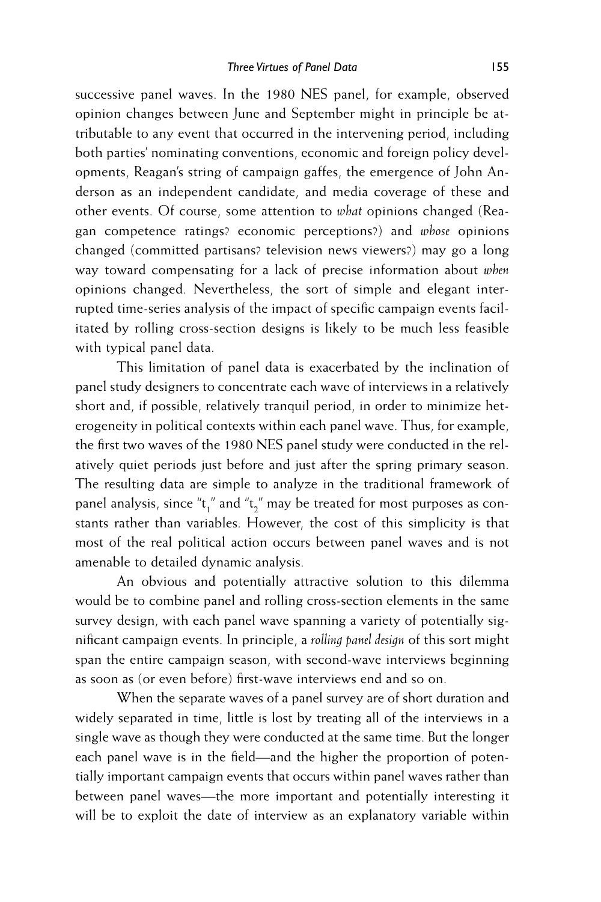successive panel waves. In the 1980 NES panel, for example, observed opinion changes between June and September might in principle be attributable to any event that occurred in the intervening period, including both parties' nominating conventions, economic and foreign policy developments, Reagan's string of campaign gaffes, the emergence of John Anderson as an independent candidate, and media coverage of these and other events. Of course, some attention to *what* opinions changed (Reagan competence ratings? economic perceptions?) and *whose* opinions changed (committed partisans? television news viewers?) may go a long way toward compensating for a lack of precise information about *when* opinions changed. Nevertheless, the sort of simple and elegant interrupted time-series analysis of the impact of specific campaign events facilitated by rolling cross-section designs is likely to be much less feasible with typical panel data.

This limitation of panel data is exacerbated by the inclination of panel study designers to concentrate each wave of interviews in a relatively short and, if possible, relatively tranquil period, in order to minimize heterogeneity in political contexts within each panel wave. Thus, for example, the first two waves of the 1980 NES panel study were conducted in the relatively quiet periods just before and just after the spring primary season. The resulting data are simple to analyze in the traditional framework of panel analysis, since "$t_1$" and "$t_2$" may be treated for most purposes as constants rather than variables. However, the cost of this simplicity is that most of the real political action occurs between panel waves and is not amenable to detailed dynamic analysis.

An obvious and potentially attractive solution to this dilemma would be to combine panel and rolling cross-section elements in the same survey design, with each panel wave spanning a variety of potentially significant campaign events. In principle, a *rolling panel design* of this sort might span the entire campaign season, with second-wave interviews beginning as soon as (or even before) first-wave interviews end and so on.

When the separate waves of a panel survey are of short duration and widely separated in time, little is lost by treating all of the interviews in a single wave as though they were conducted at the same time. But the longer each panel wave is in the field—and the higher the proportion of potentially important campaign events that occurs within panel waves rather than between panel waves—the more important and potentially interesting it will be to exploit the date of interview as an explanatory variable within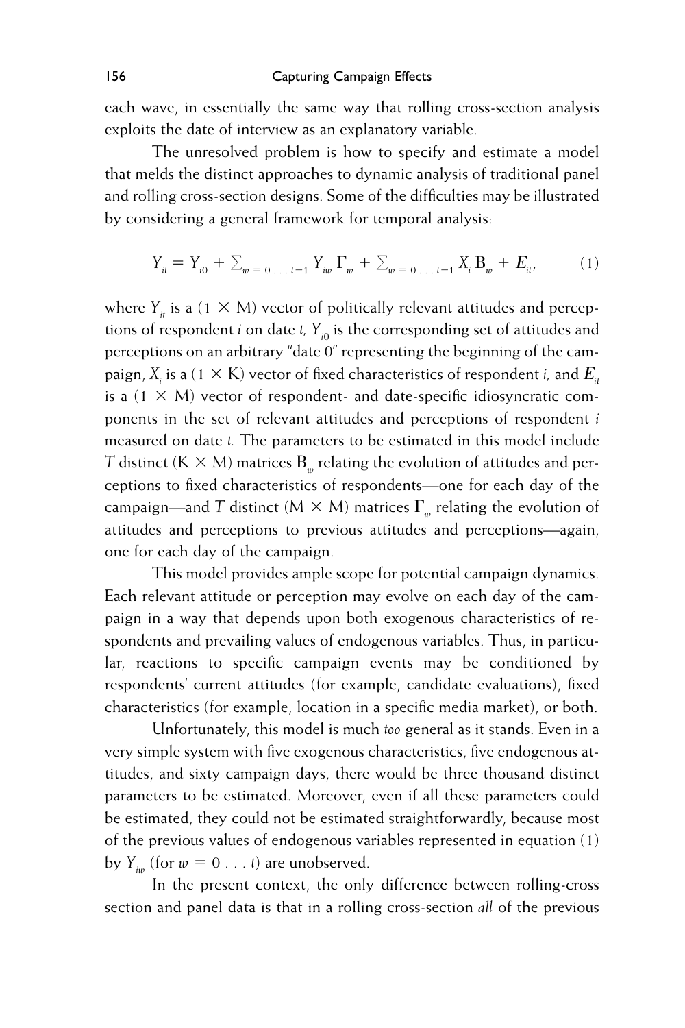each wave, in essentially the same way that rolling cross-section analysis exploits the date of interview as an explanatory variable.

The unresolved problem is how to specify and estimate a model that melds the distinct approaches to dynamic analysis of traditional panel and rolling cross-section designs. Some of the difficulties may be illustrated by considering a general framework for temporal analysis:

$$Y_{it} = Y_{i0} + \sum_{w=0 \ldots t-1} Y_{iw} \Gamma_w + \sum_{w=0 \ldots t-1} X_i \mathrm{B}_w + E_{it}, \qquad (1)$$

where $Y_{it}$ is a (1 × M) vector of politically relevant attitudes and perceptions of respondent *i* on date *t*, $Y_{i0}$ is the corresponding set of attitudes and perceptions on an arbitrary "date 0" representing the beginning of the campaign, $X_i$ is a (1 × K) vector of fixed characteristics of respondent *i*, and $E_{it}$ is a (1 × M) vector of respondent- and date-specific idiosyncratic components in the set of relevant attitudes and perceptions of respondent *i* measured on date *t*. The parameters to be estimated in this model include *T* distinct (K × M) matrices $\mathrm{B}_w$ relating the evolution of attitudes and perceptions to fixed characteristics of respondents—one for each day of the campaign—and *T* distinct (M × M) matrices $\Gamma_w$ relating the evolution of attitudes and perceptions to previous attitudes and perceptions—again, one for each day of the campaign.

This model provides ample scope for potential campaign dynamics. Each relevant attitude or perception may evolve on each day of the campaign in a way that depends upon both exogenous characteristics of respondents and prevailing values of endogenous variables. Thus, in particular, reactions to specific campaign events may be conditioned by respondents' current attitudes (for example, candidate evaluations), fixed characteristics (for example, location in a specific media market), or both.

Unfortunately, this model is much *too* general as it stands. Even in a very simple system with five exogenous characteristics, five endogenous attitudes, and sixty campaign days, there would be three thousand distinct parameters to be estimated. Moreover, even if all these parameters could be estimated, they could not be estimated straightforwardly, because most of the previous values of endogenous variables represented in equation (1) by $Y_{iw}$ (for $w = 0 \ldots t$) are unobserved.

In the present context, the only difference between rolling-cross section and panel data is that in a rolling cross-section *all* of the previous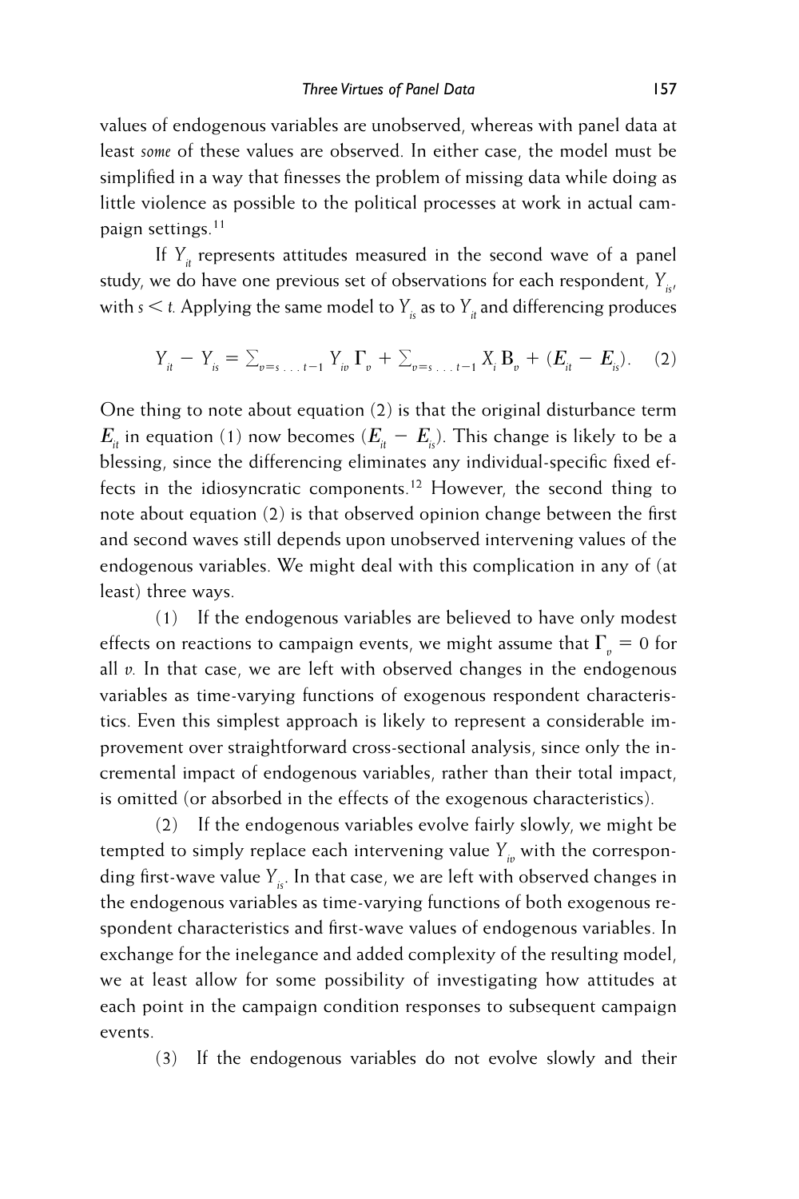values of endogenous variables are unobserved, whereas with panel data at least *some* of these values are observed. In either case, the model must be simplified in a way that finesses the problem of missing data while doing as little violence as possible to the political processes at work in actual campaign settings.[11]

If $Y_{it}$ represents attitudes measured in the second wave of a panel study, we do have one previous set of observations for each respondent, $Y_{is}$, with $s < t$. Applying the same model to $Y_{is}$ as to $Y_{it}$ and differencing produces

$$Y_{it} - Y_{is} = \sum_{v=s \ldots t-1} Y_{iv} \Gamma_v + \sum_{v=s \ldots t-1} X_i \mathrm{B}_v + (E_{it} - E_{is}). \quad (2)$$

One thing to note about equation (2) is that the original disturbance term $E_{it}$ in equation (1) now becomes $(E_{it} - E_{is})$. This change is likely to be a blessing, since the differencing eliminates any individual-specific fixed effects in the idiosyncratic components.[12] However, the second thing to note about equation (2) is that observed opinion change between the first and second waves still depends upon unobserved intervening values of the endogenous variables. We might deal with this complication in any of (at least) three ways.

(1) If the endogenous variables are believed to have only modest effects on reactions to campaign events, we might assume that $\Gamma_v = 0$ for all $v$. In that case, we are left with observed changes in the endogenous variables as time-varying functions of exogenous respondent characteristics. Even this simplest approach is likely to represent a considerable improvement over straightforward cross-sectional analysis, since only the incremental impact of endogenous variables, rather than their total impact, is omitted (or absorbed in the effects of the exogenous characteristics).

(2) If the endogenous variables evolve fairly slowly, we might be tempted to simply replace each intervening value $Y_{iv}$ with the corresponding first-wave value $Y_{is}$. In that case, we are left with observed changes in the endogenous variables as time-varying functions of both exogenous respondent characteristics and first-wave values of endogenous variables. In exchange for the inelegance and added complexity of the resulting model, we at least allow for some possibility of investigating how attitudes at each point in the campaign condition responses to subsequent campaign events.

(3) If the endogenous variables do not evolve slowly and their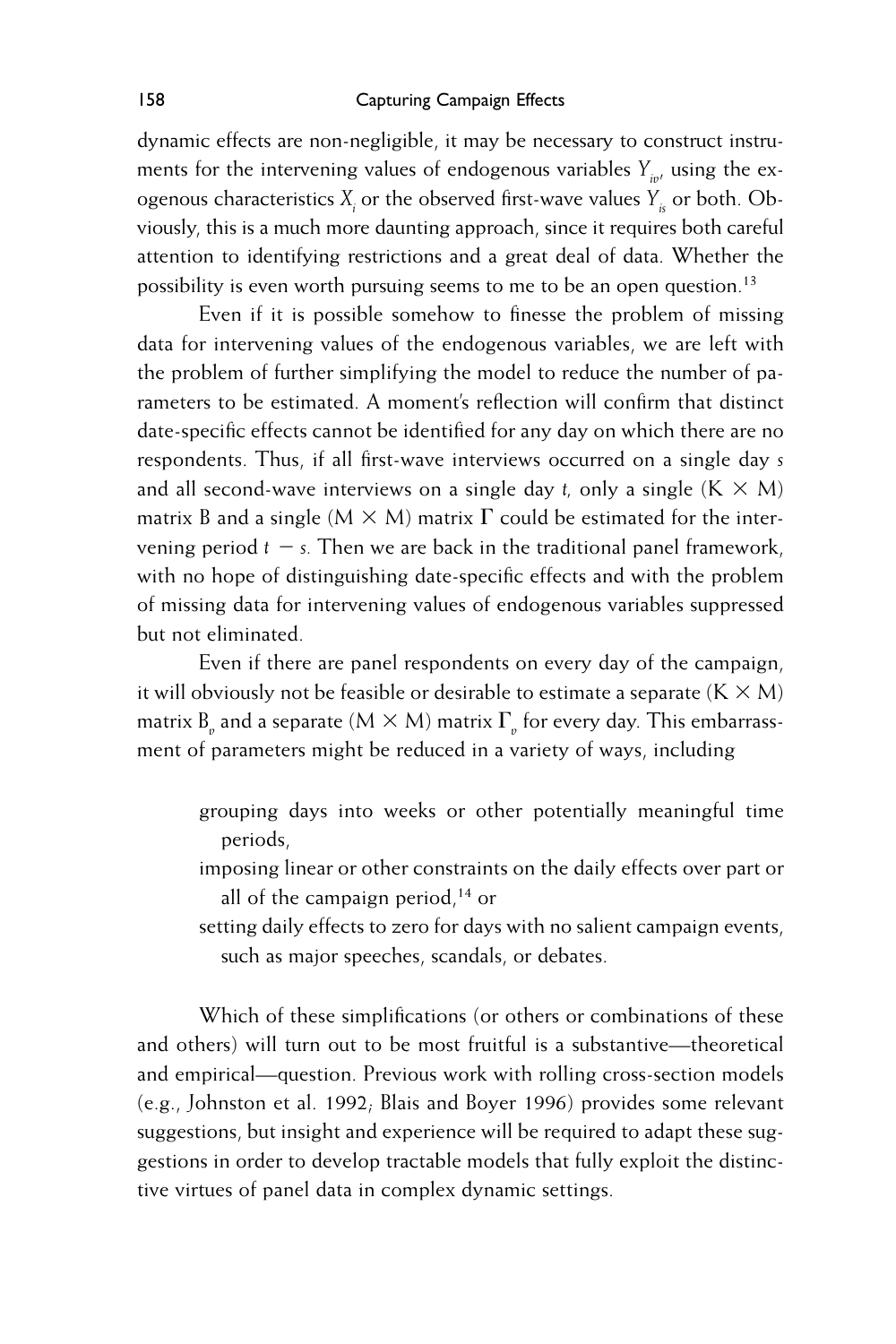dynamic effects are non-negligible, it may be necessary to construct instruments for the intervening values of endogenous variables $Y_{iv}$, using the exogenous characteristics $X_i$ or the observed first-wave values $Y_{is}$ or both. Obviously, this is a much more daunting approach, since it requires both careful attention to identifying restrictions and a great deal of data. Whether the possibility is even worth pursuing seems to me to be an open question.[13]

Even if it is possible somehow to finesse the problem of missing data for intervening values of the endogenous variables, we are left with the problem of further simplifying the model to reduce the number of parameters to be estimated. A moment's reflection will confirm that distinct date-specific effects cannot be identified for any day on which there are no respondents. Thus, if all first-wave interviews occurred on a single day $s$ and all second-wave interviews on a single day $t$, only a single $(K \times M)$ matrix B and a single $(M \times M)$ matrix $\Gamma$ could be estimated for the intervening period $t - s$. Then we are back in the traditional panel framework, with no hope of distinguishing date-specific effects and with the problem of missing data for intervening values of endogenous variables suppressed but not eliminated.

Even if there are panel respondents on every day of the campaign, it will obviously not be feasible or desirable to estimate a separate $(K \times M)$ matrix $B_v$ and a separate $(M \times M)$ matrix $\Gamma_v$ for every day. This embarrassment of parameters might be reduced in a variety of ways, including

- grouping days into weeks or other potentially meaningful time periods,
- imposing linear or other constraints on the daily effects over part or all of the campaign period,[14] or
- setting daily effects to zero for days with no salient campaign events, such as major speeches, scandals, or debates.

Which of these simplifications (or others or combinations of these and others) will turn out to be most fruitful is a substantive—theoretical and empirical—question. Previous work with rolling cross-section models (e.g., Johnston et al. 1992; Blais and Boyer 1996) provides some relevant suggestions, but insight and experience will be required to adapt these suggestions in order to develop tractable models that fully exploit the distinctive virtues of panel data in complex dynamic settings.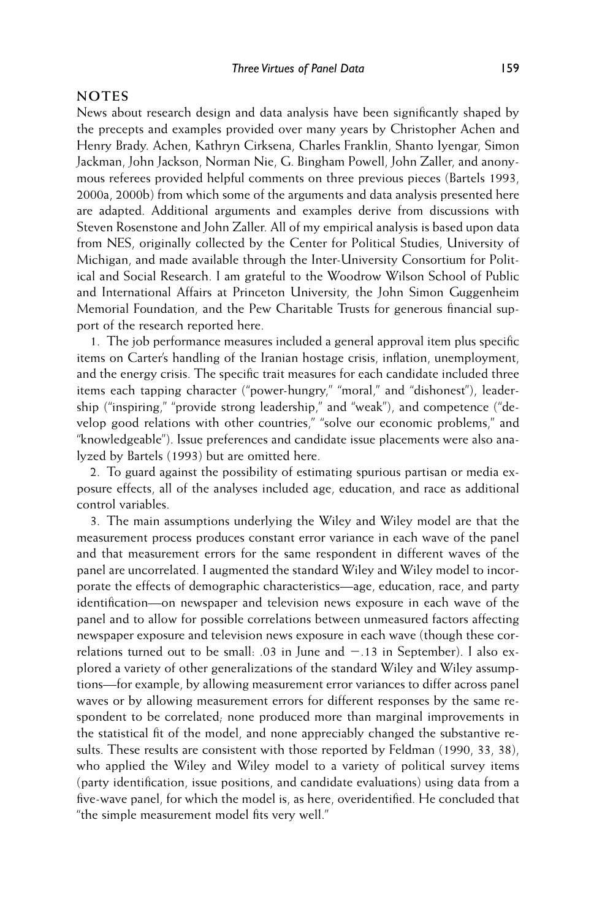## NOTES

News about research design and data analysis have been significantly shaped by the precepts and examples provided over many years by Christopher Achen and Henry Brady. Achen, Kathryn Cirksena, Charles Franklin, Shanto Iyengar, Simon Jackman, John Jackson, Norman Nie, G. Bingham Powell, John Zaller, and anonymous referees provided helpful comments on three previous pieces (Bartels 1993, 2000a, 2000b) from which some of the arguments and data analysis presented here are adapted. Additional arguments and examples derive from discussions with Steven Rosenstone and John Zaller. All of my empirical analysis is based upon data from NES, originally collected by the Center for Political Studies, University of Michigan, and made available through the Inter-University Consortium for Political and Social Research. I am grateful to the Woodrow Wilson School of Public and International Affairs at Princeton University, the John Simon Guggenheim Memorial Foundation, and the Pew Charitable Trusts for generous financial support of the research reported here.

1. The job performance measures included a general approval item plus specific items on Carter's handling of the Iranian hostage crisis, inflation, unemployment, and the energy crisis. The specific trait measures for each candidate included three items each tapping character ("power-hungry," "moral," and "dishonest"), leadership ("inspiring," "provide strong leadership," and "weak"), and competence ("develop good relations with other countries," "solve our economic problems," and "knowledgeable"). Issue preferences and candidate issue placements were also analyzed by Bartels (1993) but are omitted here.

2. To guard against the possibility of estimating spurious partisan or media exposure effects, all of the analyses included age, education, and race as additional control variables.

3. The main assumptions underlying the Wiley and Wiley model are that the measurement process produces constant error variance in each wave of the panel and that measurement errors for the same respondent in different waves of the panel are uncorrelated. I augmented the standard Wiley and Wiley model to incorporate the effects of demographic characteristics—age, education, race, and party identification—on newspaper and television news exposure in each wave of the panel and to allow for possible correlations between unmeasured factors affecting newspaper exposure and television news exposure in each wave (though these correlations turned out to be small: .03 in June and −.13 in September). I also explored a variety of other generalizations of the standard Wiley and Wiley assumptions—for example, by allowing measurement error variances to differ across panel waves or by allowing measurement errors for different responses by the same respondent to be correlated; none produced more than marginal improvements in the statistical fit of the model, and none appreciably changed the substantive results. These results are consistent with those reported by Feldman (1990, 33, 38), who applied the Wiley and Wiley model to a variety of political survey items (party identification, issue positions, and candidate evaluations) using data from a five-wave panel, for which the model is, as here, overidentified. He concluded that "the simple measurement model fits very well."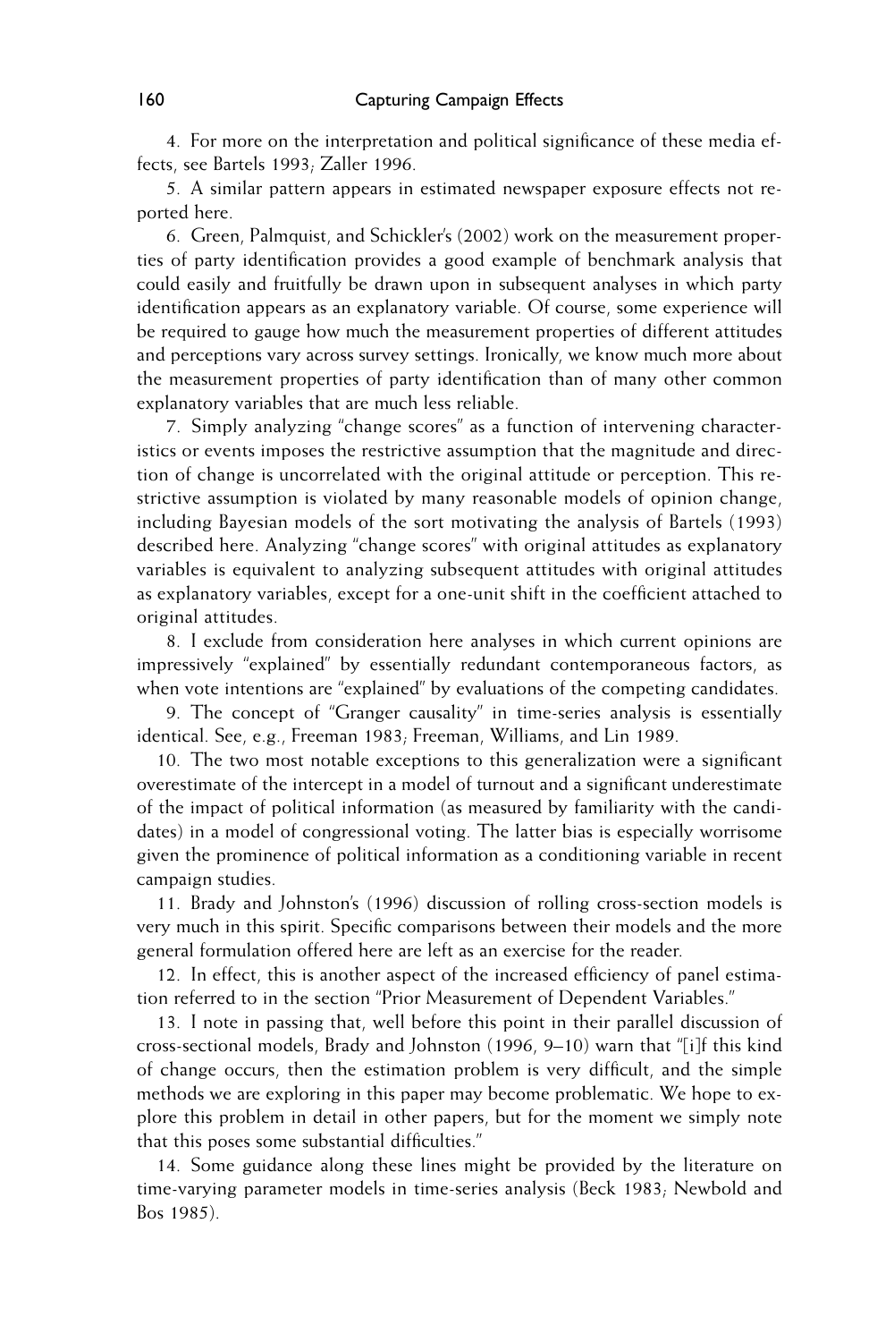4. For more on the interpretation and political significance of these media effects, see Bartels 1993; Zaller 1996.

5. A similar pattern appears in estimated newspaper exposure effects not reported here.

6. Green, Palmquist, and Schickler's (2002) work on the measurement properties of party identification provides a good example of benchmark analysis that could easily and fruitfully be drawn upon in subsequent analyses in which party identification appears as an explanatory variable. Of course, some experience will be required to gauge how much the measurement properties of different attitudes and perceptions vary across survey settings. Ironically, we know much more about the measurement properties of party identification than of many other common explanatory variables that are much less reliable.

7. Simply analyzing "change scores" as a function of intervening characteristics or events imposes the restrictive assumption that the magnitude and direction of change is uncorrelated with the original attitude or perception. This restrictive assumption is violated by many reasonable models of opinion change, including Bayesian models of the sort motivating the analysis of Bartels (1993) described here. Analyzing "change scores" with original attitudes as explanatory variables is equivalent to analyzing subsequent attitudes with original attitudes as explanatory variables, except for a one-unit shift in the coefficient attached to original attitudes.

8. I exclude from consideration here analyses in which current opinions are impressively "explained" by essentially redundant contemporaneous factors, as when vote intentions are "explained" by evaluations of the competing candidates.

9. The concept of "Granger causality" in time-series analysis is essentially identical. See, e.g., Freeman 1983; Freeman, Williams, and Lin 1989.

10. The two most notable exceptions to this generalization were a significant overestimate of the intercept in a model of turnout and a significant underestimate of the impact of political information (as measured by familiarity with the candidates) in a model of congressional voting. The latter bias is especially worrisome given the prominence of political information as a conditioning variable in recent campaign studies.

11. Brady and Johnston's (1996) discussion of rolling cross-section models is very much in this spirit. Specific comparisons between their models and the more general formulation offered here are left as an exercise for the reader.

12. In effect, this is another aspect of the increased efficiency of panel estimation referred to in the section "Prior Measurement of Dependent Variables."

13. I note in passing that, well before this point in their parallel discussion of cross-sectional models, Brady and Johnston (1996, 9–10) warn that "[i]f this kind of change occurs, then the estimation problem is very difficult, and the simple methods we are exploring in this paper may become problematic. We hope to explore this problem in detail in other papers, but for the moment we simply note that this poses some substantial difficulties."

14. Some guidance along these lines might be provided by the literature on time-varying parameter models in time-series analysis (Beck 1983; Newbold and Bos 1985).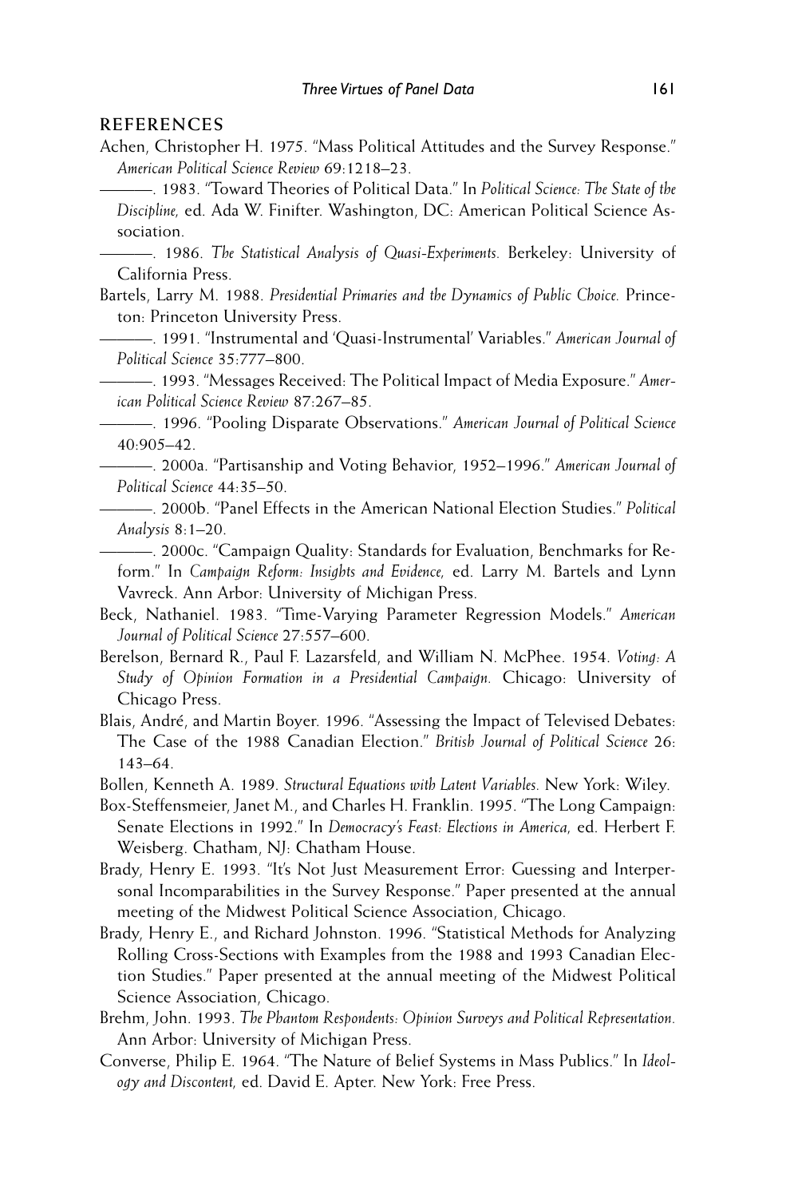## REFERENCES

Achen, Christopher H. 1975. "Mass Political Attitudes and the Survey Response." *American Political Science Review* 69:1218–23.

———. 1983. "Toward Theories of Political Data." In *Political Science: The State of the Discipline,* ed. Ada W. Finifter. Washington, DC: American Political Science Association.

———. 1986. *The Statistical Analysis of Quasi-Experiments.* Berkeley: University of California Press.

Bartels, Larry M. 1988. *Presidential Primaries and the Dynamics of Public Choice.* Princeton: Princeton University Press.

———. 1991. "Instrumental and 'Quasi-Instrumental' Variables." *American Journal of Political Science* 35:777–800.

———. 1993. "Messages Received: The Political Impact of Media Exposure." *American Political Science Review* 87:267–85.

———. 1996. "Pooling Disparate Observations." *American Journal of Political Science* 40:905–42.

———. 2000a. "Partisanship and Voting Behavior, 1952–1996." *American Journal of Political Science* 44:35–50.

———. 2000b. "Panel Effects in the American National Election Studies." *Political Analysis* 8:1–20.

———. 2000c. "Campaign Quality: Standards for Evaluation, Benchmarks for Reform." In *Campaign Reform: Insights and Evidence,* ed. Larry M. Bartels and Lynn Vavreck. Ann Arbor: University of Michigan Press.

Beck, Nathaniel. 1983. "Time-Varying Parameter Regression Models." *American Journal of Political Science* 27:557–600.

Berelson, Bernard R., Paul F. Lazarsfeld, and William N. McPhee. 1954. *Voting: A Study of Opinion Formation in a Presidential Campaign.* Chicago: University of Chicago Press.

Blais, André, and Martin Boyer. 1996. "Assessing the Impact of Televised Debates: The Case of the 1988 Canadian Election." *British Journal of Political Science* 26: 143–64.

Bollen, Kenneth A. 1989. *Structural Equations with Latent Variables.* New York: Wiley.

Box-Steffensmeier, Janet M., and Charles H. Franklin. 1995. "The Long Campaign: Senate Elections in 1992." In *Democracy's Feast: Elections in America,* ed. Herbert F. Weisberg. Chatham, NJ: Chatham House.

Brady, Henry E. 1993. "It's Not Just Measurement Error: Guessing and Interpersonal Incomparabilities in the Survey Response." Paper presented at the annual meeting of the Midwest Political Science Association, Chicago.

Brady, Henry E., and Richard Johnston. 1996. "Statistical Methods for Analyzing Rolling Cross-Sections with Examples from the 1988 and 1993 Canadian Election Studies." Paper presented at the annual meeting of the Midwest Political Science Association, Chicago.

Brehm, John. 1993. *The Phantom Respondents: Opinion Surveys and Political Representation.* Ann Arbor: University of Michigan Press.

Converse, Philip E. 1964. "The Nature of Belief Systems in Mass Publics." In *Ideology and Discontent,* ed. David E. Apter. New York: Free Press.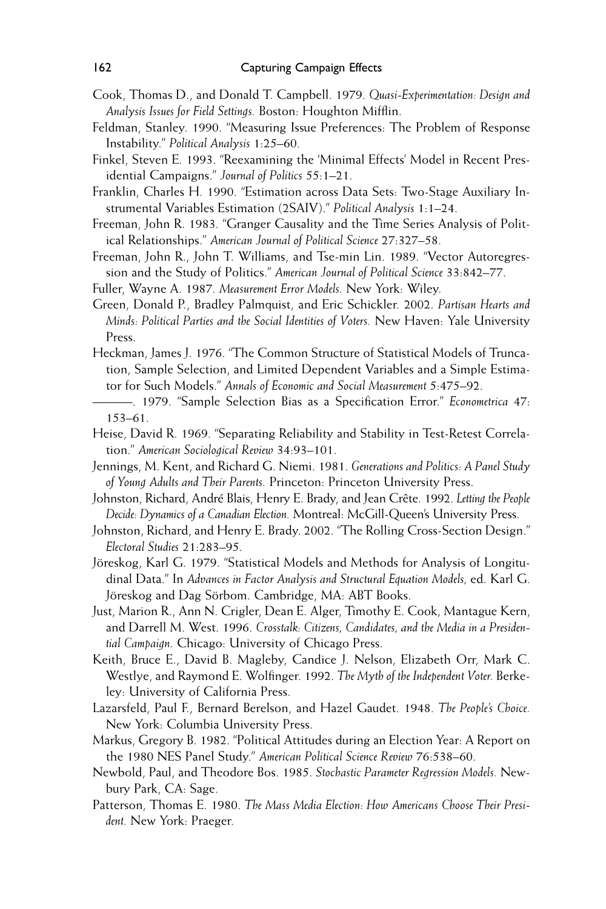Cook, Thomas D., and Donald T. Campbell. 1979. *Quasi-Experimentation: Design and Analysis Issues for Field Settings.* Boston: Houghton Mifflin.

Feldman, Stanley. 1990. "Measuring Issue Preferences: The Problem of Response Instability." *Political Analysis* 1:25–60.

Finkel, Steven E. 1993. "Reexamining the 'Minimal Effects' Model in Recent Presidential Campaigns." *Journal of Politics* 55:1–21.

Franklin, Charles H. 1990. "Estimation across Data Sets: Two-Stage Auxiliary Instrumental Variables Estimation (2SAIV)." *Political Analysis* 1:1–24.

Freeman, John R. 1983. "Granger Causality and the Time Series Analysis of Political Relationships." *American Journal of Political Science* 27:327–58.

Freeman, John R., John T. Williams, and Tse-min Lin. 1989. "Vector Autoregression and the Study of Politics." *American Journal of Political Science* 33:842–77.

Fuller, Wayne A. 1987. *Measurement Error Models.* New York: Wiley.

Green, Donald P., Bradley Palmquist, and Eric Schickler. 2002. *Partisan Hearts and Minds: Political Parties and the Social Identities of Voters.* New Haven: Yale University Press.

Heckman, James J. 1976. "The Common Structure of Statistical Models of Truncation, Sample Selection, and Limited Dependent Variables and a Simple Estimator for Such Models." *Annals of Economic and Social Measurement* 5:475–92.

———. 1979. "Sample Selection Bias as a Specification Error." *Econometrica* 47: 153–61.

Heise, David R. 1969. "Separating Reliability and Stability in Test-Retest Correlation." *American Sociological Review* 34:93–101.

Jennings, M. Kent, and Richard G. Niemi. 1981. *Generations and Politics: A Panel Study of Young Adults and Their Parents.* Princeton: Princeton University Press.

Johnston, Richard, André Blais, Henry E. Brady, and Jean Crête. 1992. *Letting the People Decide: Dynamics of a Canadian Election.* Montreal: McGill-Queen's University Press.

Johnston, Richard, and Henry E. Brady. 2002. "The Rolling Cross-Section Design." *Electoral Studies* 21:283–95.

Jöreskog, Karl G. 1979. "Statistical Models and Methods for Analysis of Longitudinal Data." In *Advances in Factor Analysis and Structural Equation Models,* ed. Karl G. Jöreskog and Dag Sörbom. Cambridge, MA: ABT Books.

Just, Marion R., Ann N. Crigler, Dean E. Alger, Timothy E. Cook, Mantague Kern, and Darrell M. West. 1996. *Crosstalk: Citizens, Candidates, and the Media in a Presidential Campaign.* Chicago: University of Chicago Press.

Keith, Bruce E., David B. Magleby, Candice J. Nelson, Elizabeth Orr, Mark C. Westlye, and Raymond E. Wolfinger. 1992. *The Myth of the Independent Voter.* Berkeley: University of California Press.

Lazarsfeld, Paul F., Bernard Berelson, and Hazel Gaudet. 1948. *The People's Choice.* New York: Columbia University Press.

Markus, Gregory B. 1982. "Political Attitudes during an Election Year: A Report on the 1980 NES Panel Study." *American Political Science Review* 76:538–60.

Newbold, Paul, and Theodore Bos. 1985. *Stochastic Parameter Regression Models.* Newbury Park, CA: Sage.

Patterson, Thomas E. 1980. *The Mass Media Election: How Americans Choose Their President.* New York: Praeger.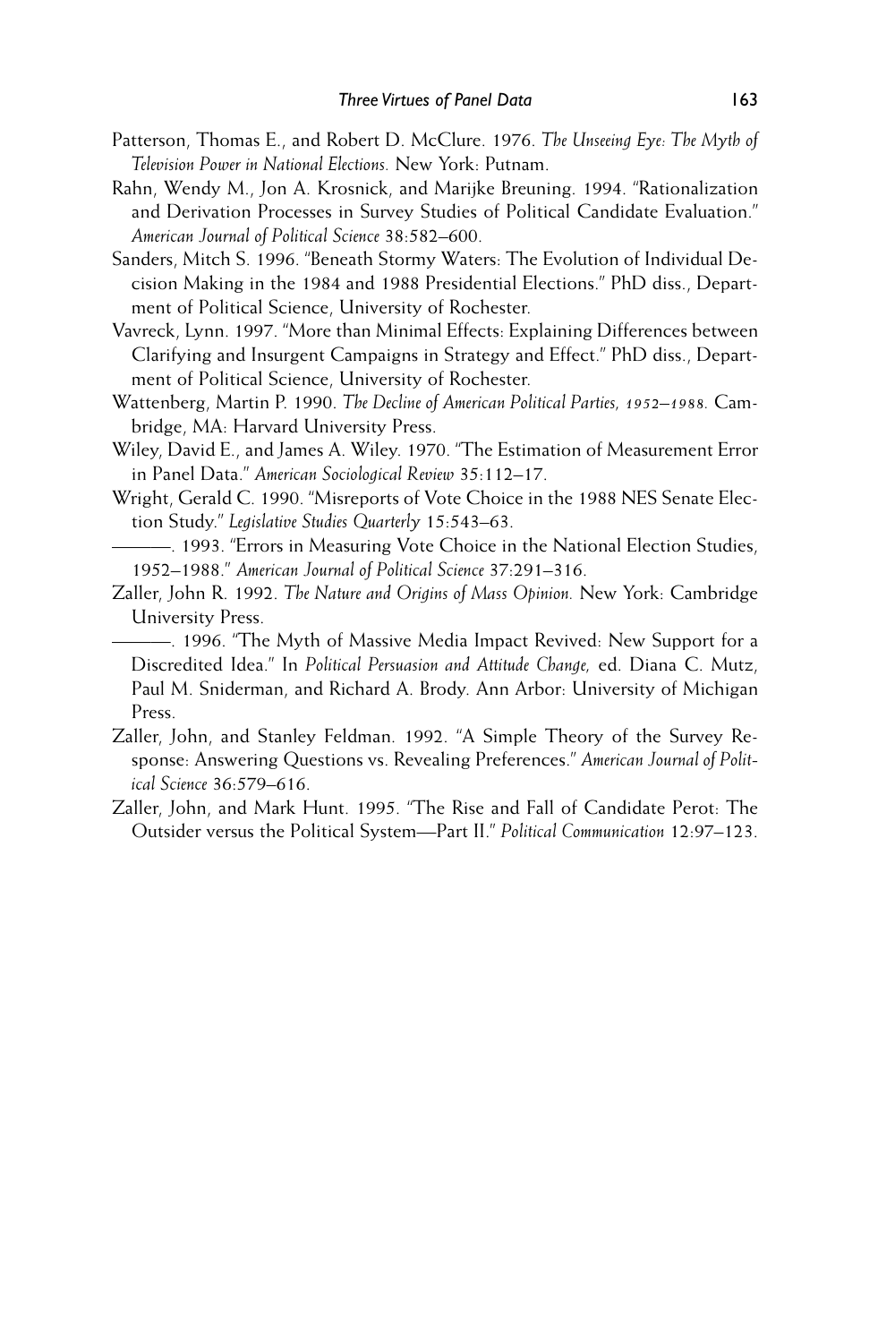Patterson, Thomas E., and Robert D. McClure. 1976. *The Unseeing Eye: The Myth of Television Power in National Elections.* New York: Putnam.

Rahn, Wendy M., Jon A. Krosnick, and Marijke Breuning. 1994. "Rationalization and Derivation Processes in Survey Studies of Political Candidate Evaluation." *American Journal of Political Science* 38:582–600.

Sanders, Mitch S. 1996. "Beneath Stormy Waters: The Evolution of Individual Decision Making in the 1984 and 1988 Presidential Elections." PhD diss., Department of Political Science, University of Rochester.

Vavreck, Lynn. 1997. "More than Minimal Effects: Explaining Differences between Clarifying and Insurgent Campaigns in Strategy and Effect." PhD diss., Department of Political Science, University of Rochester.

Wattenberg, Martin P. 1990. *The Decline of American Political Parties, 1952–1988.* Cambridge, MA: Harvard University Press.

Wiley, David E., and James A. Wiley. 1970. "The Estimation of Measurement Error in Panel Data." *American Sociological Review* 35:112–17.

Wright, Gerald C. 1990. "Misreports of Vote Choice in the 1988 NES Senate Election Study." *Legislative Studies Quarterly* 15:543–63.

———. 1993. "Errors in Measuring Vote Choice in the National Election Studies, 1952–1988." *American Journal of Political Science* 37:291–316.

Zaller, John R. 1992. *The Nature and Origins of Mass Opinion.* New York: Cambridge University Press.

———. 1996. "The Myth of Massive Media Impact Revived: New Support for a Discredited Idea." In *Political Persuasion and Attitude Change,* ed. Diana C. Mutz, Paul M. Sniderman, and Richard A. Brody. Ann Arbor: University of Michigan Press.

Zaller, John, and Stanley Feldman. 1992. "A Simple Theory of the Survey Response: Answering Questions vs. Revealing Preferences." *American Journal of Political Science* 36:579–616.

Zaller, John, and Mark Hunt. 1995. "The Rise and Fall of Candidate Perot: The Outsider versus the Political System—Part II." *Political Communication* 12:97–123.